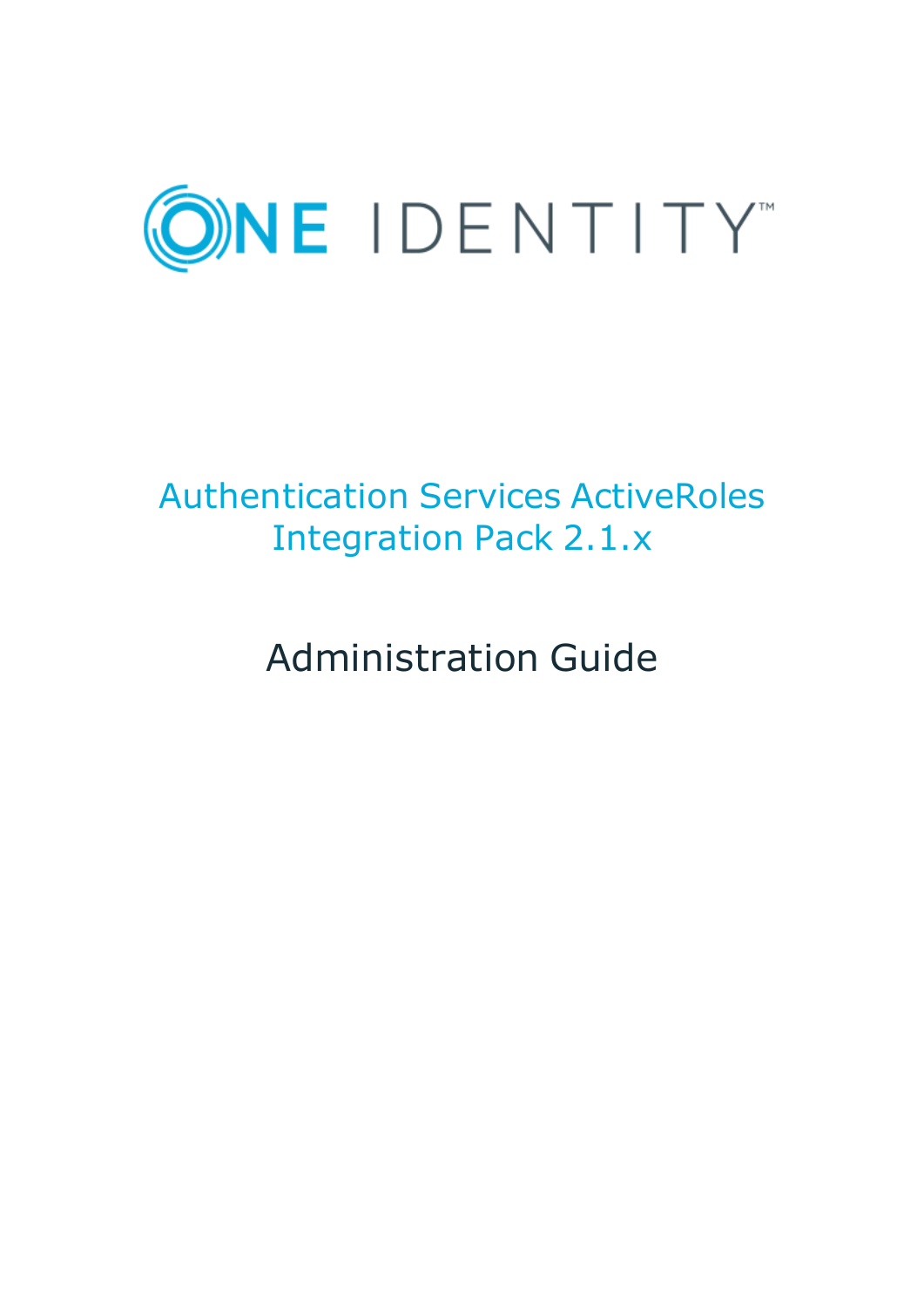ONE IDENTITY™

# Authentication Services ActiveRoles Integration Pack 2.1.x

## Administration Guide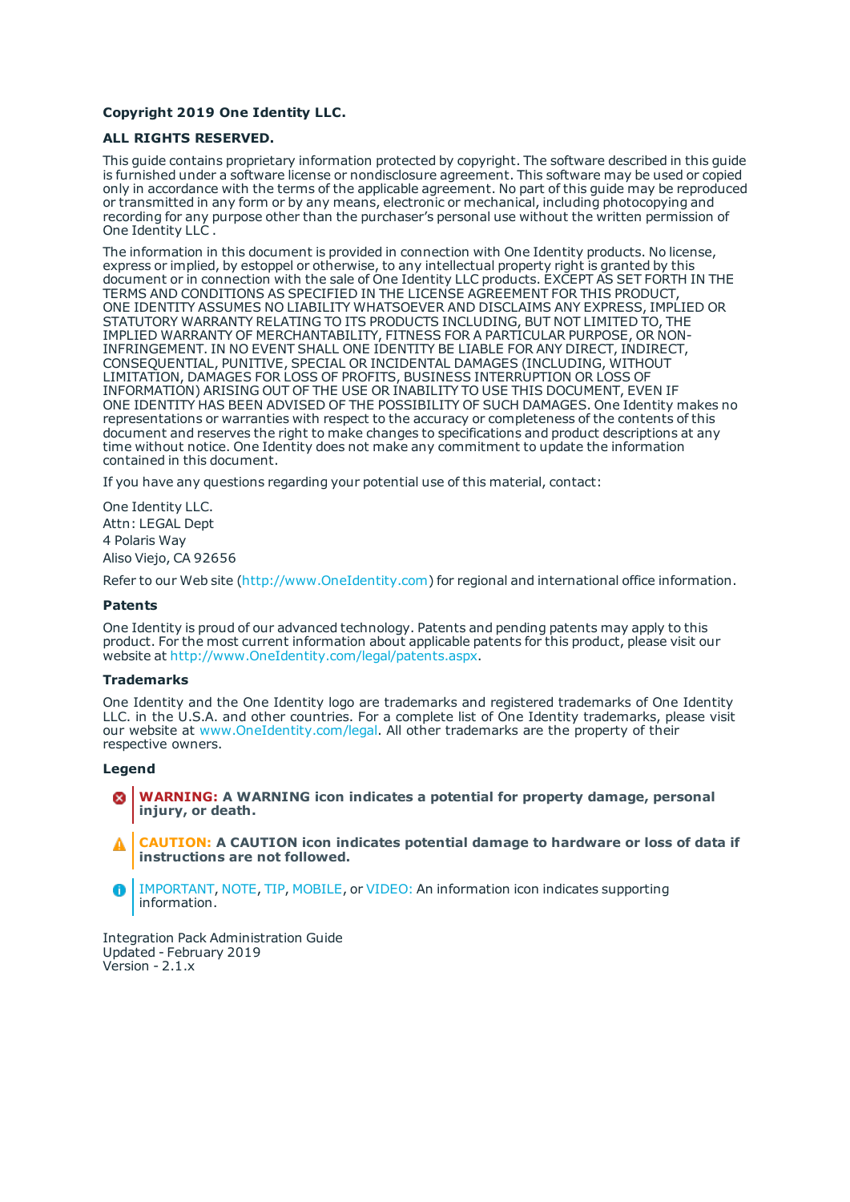**Copyright 2019 One Identity LLC.**

**ALL RIGHTS RESERVED.**

This guide contains proprietary information protected by copyright. The software described in this guide is furnished under a software license or nondisclosure agreement. This software may be used or copied only in accordance with the terms of the applicable agreement. No part of this guide may be reproduced or transmitted in any form or by any means, electronic or mechanical, including photocopying and recording for any purpose other than the purchaser's personal use without the written permission of One Identity LLC .

The information in this document is provided in connection with One Identity products. No license, express or implied, by estoppel or otherwise, to any intellectual property right is granted by this document or in connection with the sale of One Identity LLC products. EXCEPT AS SET FORTH IN THE TERMS AND CONDITIONS AS SPECIFIED IN THE LICENSE AGREEMENT FOR THIS PRODUCT, ONE IDENTITY ASSUMES NO LIABILITY WHATSOEVER AND DISCLAIMS ANY EXPRESS, IMPLIED OR STATUTORY WARRANTY RELATING TO ITS PRODUCTS INCLUDING, BUT NOT LIMITED TO, THE IMPLIED WARRANTY OF MERCHANTABILITY, FITNESS FOR A PARTICULAR PURPOSE, OR NON-INFRINGEMENT. IN NO EVENT SHALL ONE IDENTITY BE LIABLE FOR ANY DIRECT, INDIRECT, CONSEQUENTIAL, PUNITIVE, SPECIAL OR INCIDENTAL DAMAGES (INCLUDING, WITHOUT LIMITATION, DAMAGES FOR LOSS OF PROFITS, BUSINESS INTERRUPTION OR LOSS OF INFORMATION) ARISING OUT OF THE USE OR INABILITY TO USE THIS DOCUMENT, EVEN IF ONE IDENTITY HAS BEEN ADVISED OF THE POSSIBILITY OF SUCH DAMAGES. One Identity makes no representations or warranties with respect to the accuracy or completeness of the contents of this document and reserves the right to make changes to specifications and product descriptions at any time without notice. One Identity does not make any commitment to update the information contained in this document.

If you have any questions regarding your potential use of this material, contact:

One Identity LLC.
Attn: LEGAL Dept
4 Polaris Way
Aliso Viejo, CA 92656

Refer to our Web site (http://www.OneIdentity.com) for regional and international office information.

### Patents

One Identity is proud of our advanced technology. Patents and pending patents may apply to this product. For the most current information about applicable patents for this product, please visit our website at http://www.OneIdentity.com/legal/patents.aspx.

### Trademarks

One Identity and the One Identity logo are trademarks and registered trademarks of One Identity LLC. in the U.S.A. and other countries. For a complete list of One Identity trademarks, please visit our website at www.OneIdentity.com/legal. All other trademarks are the property of their respective owners.

### Legend

**WARNING: A WARNING icon indicates a potential for property damage, personal injury, or death.**

**CAUTION: A CAUTION icon indicates potential damage to hardware or loss of data if instructions are not followed.**

IMPORTANT, NOTE, TIP, MOBILE, or VIDEO: An information icon indicates supporting information.

Integration Pack Administration Guide
Updated - February 2019
Version - 2.1.x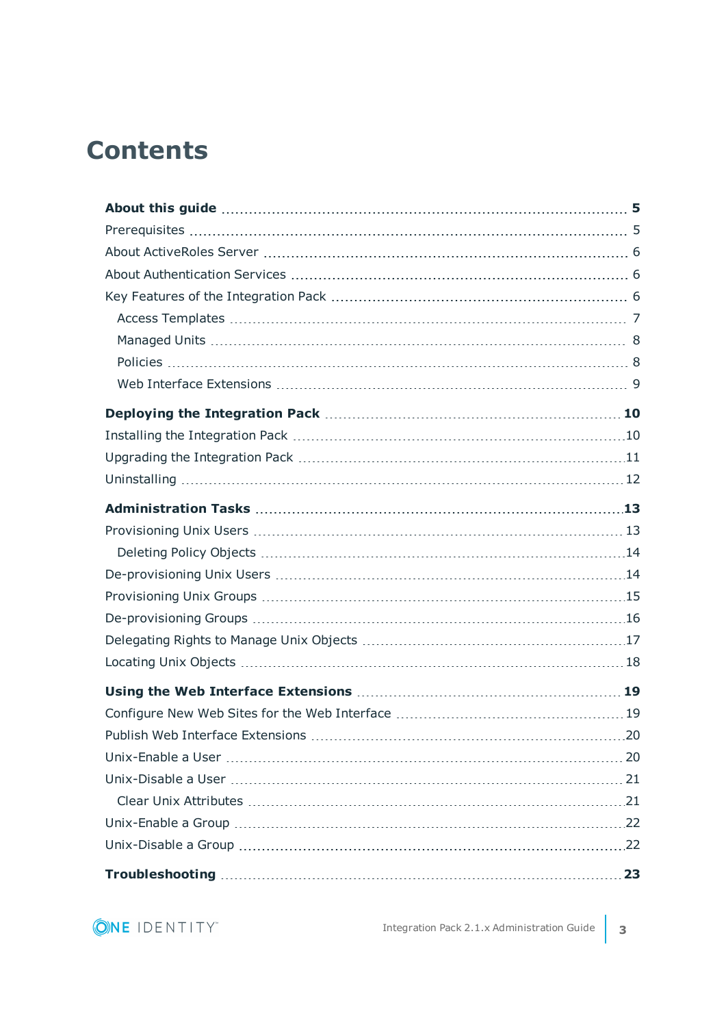# Contents

**About this guide** ..... **5**

Prerequisites ..... 5

About ActiveRoles Server ..... 6

About Authentication Services ..... 6

Key Features of the Integration Pack ..... 6

- Access Templates ..... 7
- Managed Units ..... 8
- Policies ..... 8
- Web Interface Extensions ..... 9

**Deploying the Integration Pack** ..... **10**

Installing the Integration Pack ..... 10

Upgrading the Integration Pack ..... 11

Uninstalling ..... 12

**Administration Tasks** ..... **13**

Provisioning Unix Users ..... 13

- Deleting Policy Objects ..... 14

De-provisioning Unix Users ..... 14

Provisioning Unix Groups ..... 15

De-provisioning Groups ..... 16

Delegating Rights to Manage Unix Objects ..... 17

Locating Unix Objects ..... 18

**Using the Web Interface Extensions** ..... **19**

Configure New Web Sites for the Web Interface ..... 19

Publish Web Interface Extensions ..... 20

Unix-Enable a User ..... 20

Unix-Disable a User ..... 21

- Clear Unix Attributes ..... 21

Unix-Enable a Group ..... 22

Unix-Disable a Group ..... 22

**Troubleshooting** ..... **23**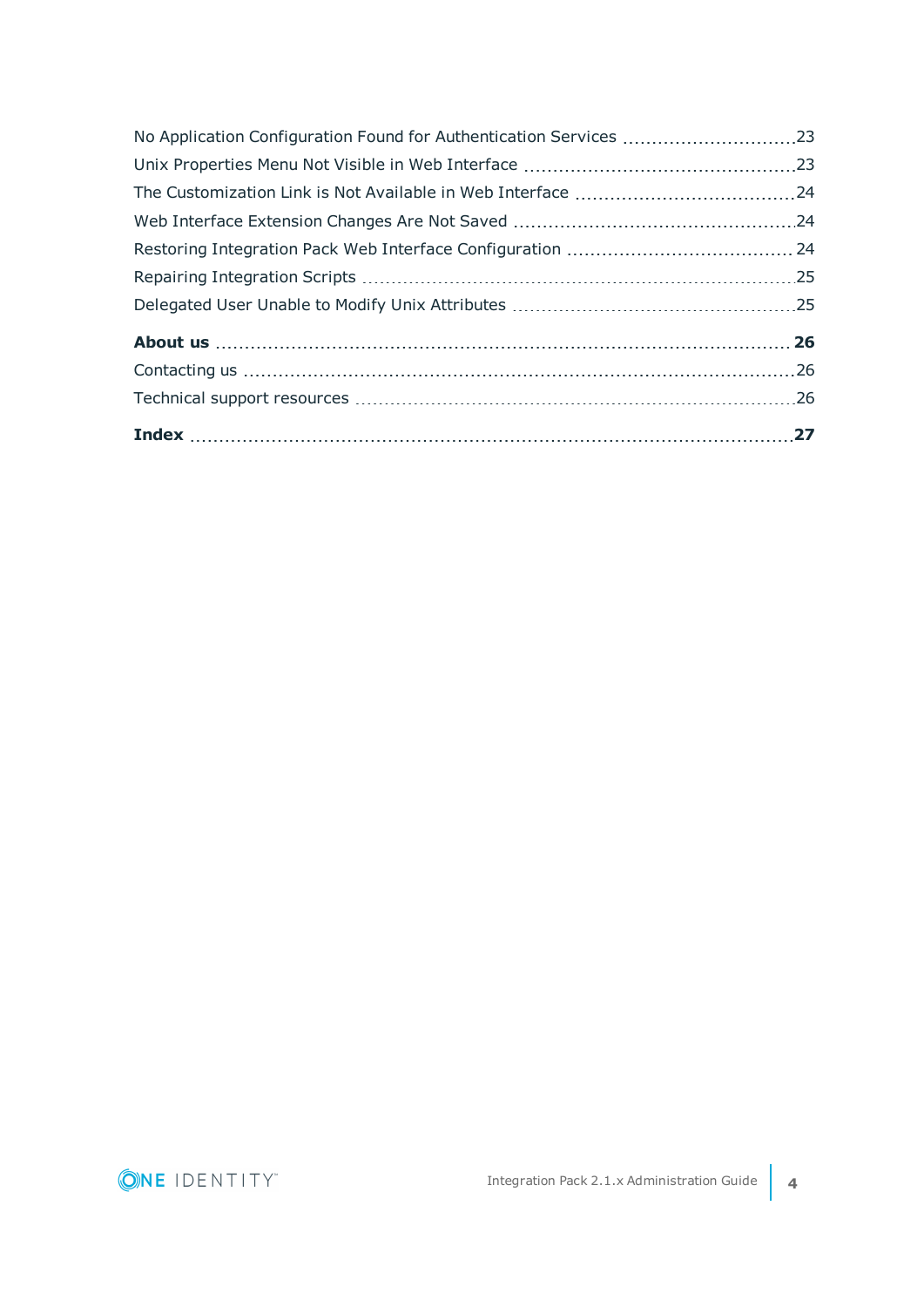No Application Configuration Found for Authentication Services 23

Unix Properties Menu Not Visible in Web Interface 23

The Customization Link is Not Available in Web Interface 24

Web Interface Extension Changes Are Not Saved 24

Restoring Integration Pack Web Interface Configuration 24

Repairing Integration Scripts 25

Delegated User Unable to Modify Unix Attributes 25

**About us 26**

Contacting us 26

Technical support resources 26

**Index 27**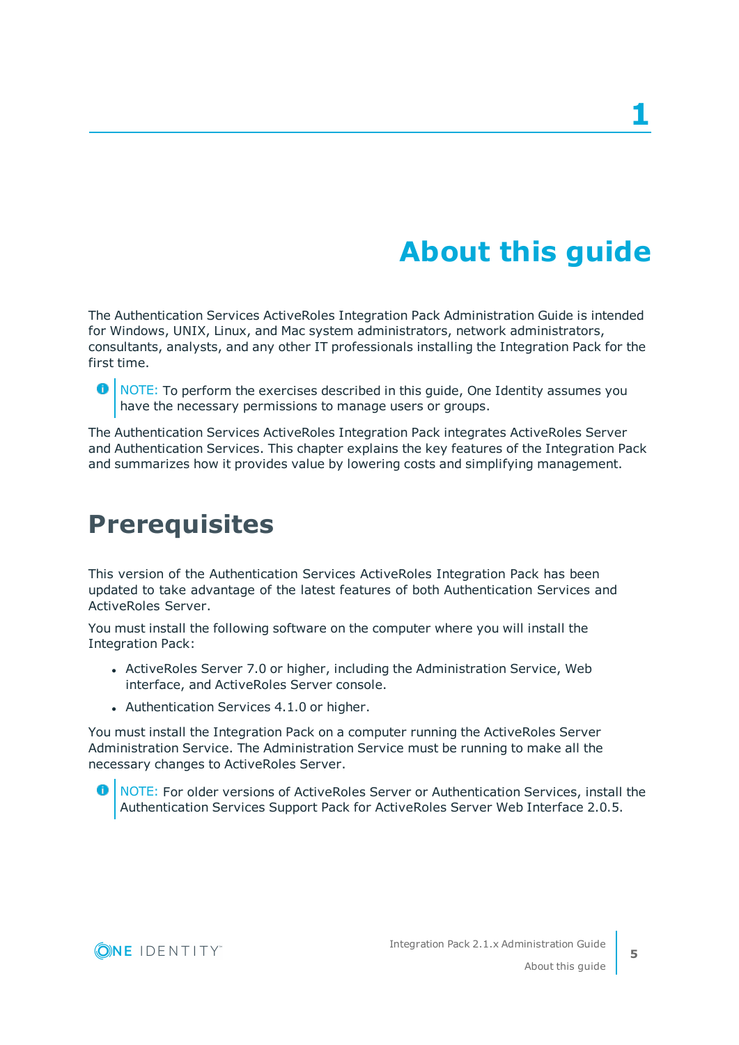# 1 About this guide

The Authentication Services ActiveRoles Integration Pack Administration Guide is intended for Windows, UNIX, Linux, and Mac system administrators, network administrators, consultants, analysts, and any other IT professionals installing the Integration Pack for the first time.

> NOTE: To perform the exercises described in this guide, One Identity assumes you have the necessary permissions to manage users or groups.

The Authentication Services ActiveRoles Integration Pack integrates ActiveRoles Server and Authentication Services. This chapter explains the key features of the Integration Pack and summarizes how it provides value by lowering costs and simplifying management.

## Prerequisites

This version of the Authentication Services ActiveRoles Integration Pack has been updated to take advantage of the latest features of both Authentication Services and ActiveRoles Server.

You must install the following software on the computer where you will install the Integration Pack:

- ActiveRoles Server 7.0 or higher, including the Administration Service, Web interface, and ActiveRoles Server console.
- Authentication Services 4.1.0 or higher.

You must install the Integration Pack on a computer running the ActiveRoles Server Administration Service. The Administration Service must be running to make all the necessary changes to ActiveRoles Server.

> NOTE: For older versions of ActiveRoles Server or Authentication Services, install the Authentication Services Support Pack for ActiveRoles Server Web Interface 2.0.5.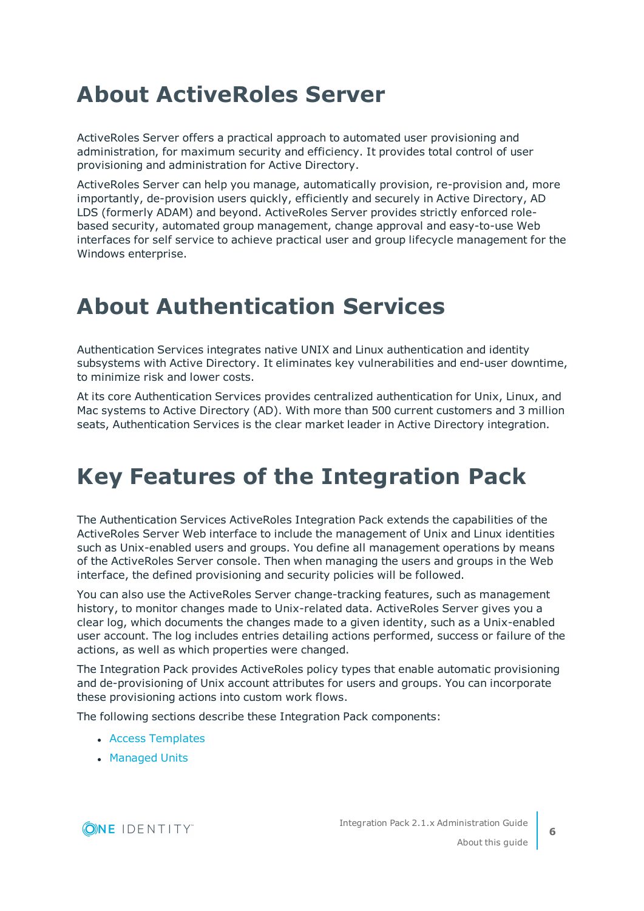# About ActiveRoles Server

ActiveRoles Server offers a practical approach to automated user provisioning and administration, for maximum security and efficiency. It provides total control of user provisioning and administration for Active Directory.

ActiveRoles Server can help you manage, automatically provision, re-provision and, more importantly, de-provision users quickly, efficiently and securely in Active Directory, AD LDS (formerly ADAM) and beyond. ActiveRoles Server provides strictly enforced role-based security, automated group management, change approval and easy-to-use Web interfaces for self service to achieve practical user and group lifecycle management for the Windows enterprise.

# About Authentication Services

Authentication Services integrates native UNIX and Linux authentication and identity subsystems with Active Directory. It eliminates key vulnerabilities and end-user downtime, to minimize risk and lower costs.

At its core Authentication Services provides centralized authentication for Unix, Linux, and Mac systems to Active Directory (AD). With more than 500 current customers and 3 million seats, Authentication Services is the clear market leader in Active Directory integration.

# Key Features of the Integration Pack

The Authentication Services ActiveRoles Integration Pack extends the capabilities of the ActiveRoles Server Web interface to include the management of Unix and Linux identities such as Unix-enabled users and groups. You define all management operations by means of the ActiveRoles Server console. Then when managing the users and groups in the Web interface, the defined provisioning and security policies will be followed.

You can also use the ActiveRoles Server change-tracking features, such as management history, to monitor changes made to Unix-related data. ActiveRoles Server gives you a clear log, which documents the changes made to a given identity, such as a Unix-enabled user account. The log includes entries detailing actions performed, success or failure of the actions, as well as which properties were changed.

The Integration Pack provides ActiveRoles policy types that enable automatic provisioning and de-provisioning of Unix account attributes for users and groups. You can incorporate these provisioning actions into custom work flows.

The following sections describe these Integration Pack components:

- Access Templates
- Managed Units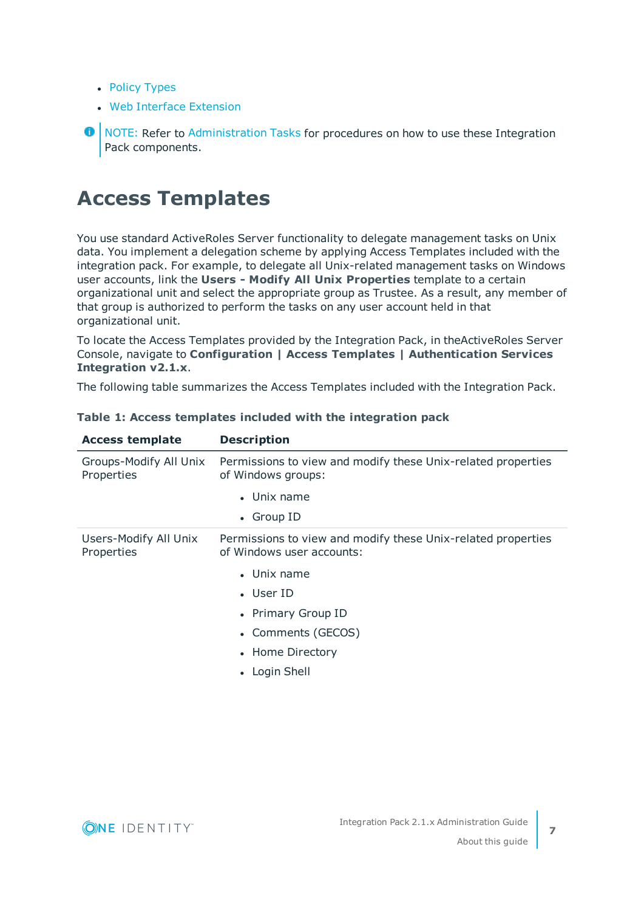- Policy Types
- Web Interface Extension

NOTE: Refer to Administration Tasks for procedures on how to use these Integration Pack components.

# Access Templates

You use standard ActiveRoles Server functionality to delegate management tasks on Unix data. You implement a delegation scheme by applying Access Templates included with the integration pack. For example, to delegate all Unix-related management tasks on Windows user accounts, link the **Users - Modify All Unix Properties** template to a certain organizational unit and select the appropriate group as Trustee. As a result, any member of that group is authorized to perform the tasks on any user account held in that organizational unit.

To locate the Access Templates provided by the Integration Pack, in theActiveRoles Server Console, navigate to **Configuration | Access Templates | Authentication Services Integration v2.1.x**.

The following table summarizes the Access Templates included with the Integration Pack.

**Table 1: Access templates included with the integration pack**

| Access template | Description |
|---|---|
| Groups-Modify All Unix Properties | Permissions to view and modify these Unix-related properties of Windows groups:<br>• Unix name<br>• Group ID |
| Users-Modify All Unix Properties | Permissions to view and modify these Unix-related properties of Windows user accounts:<br>• Unix name<br>• User ID<br>• Primary Group ID<br>• Comments (GECOS)<br>• Home Directory<br>• Login Shell |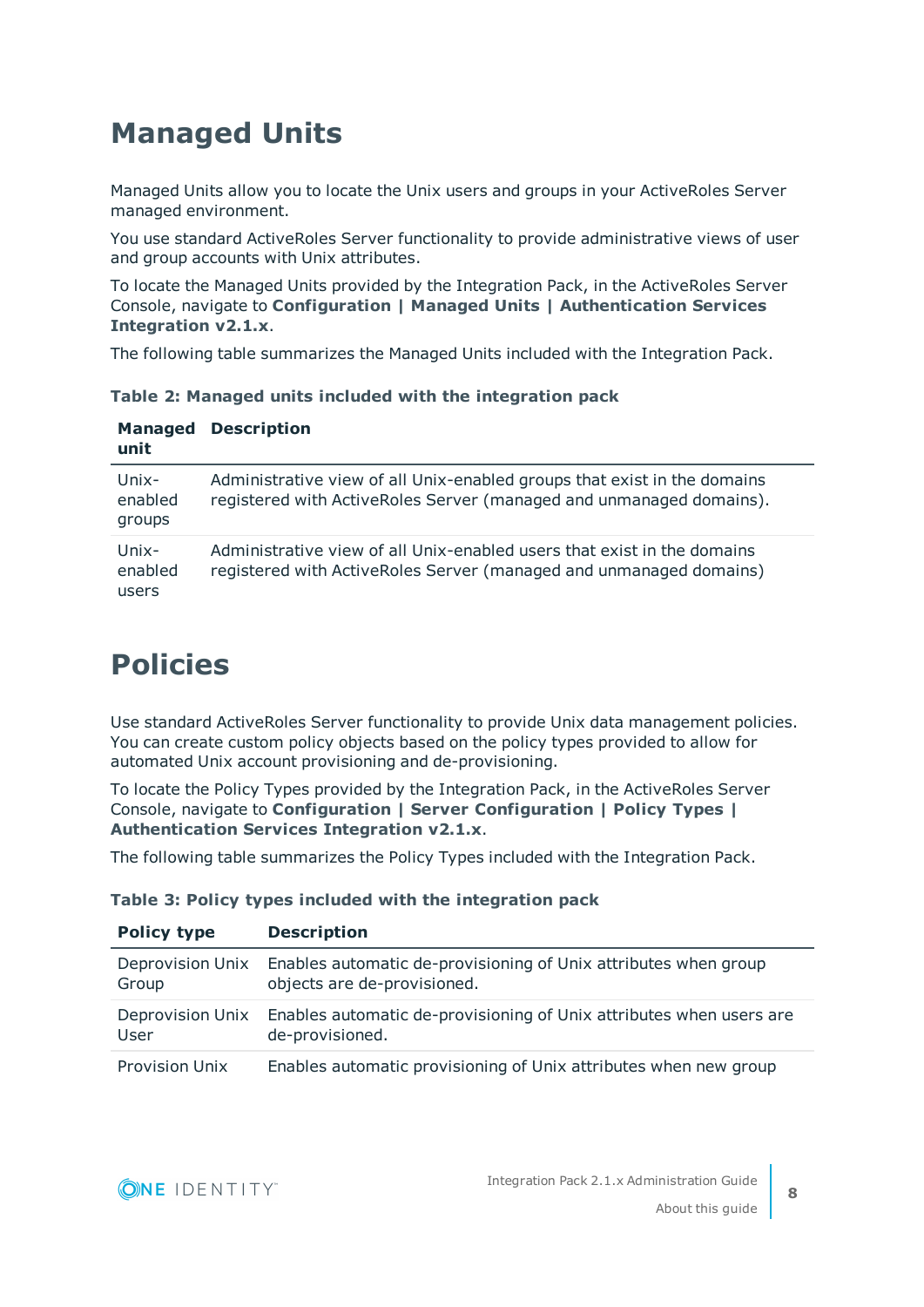# Managed Units

Managed Units allow you to locate the Unix users and groups in your ActiveRoles Server managed environment.

You use standard ActiveRoles Server functionality to provide administrative views of user and group accounts with Unix attributes.

To locate the Managed Units provided by the Integration Pack, in the ActiveRoles Server Console, navigate to **Configuration | Managed Units | Authentication Services Integration v2.1.x**.

The following table summarizes the Managed Units included with the Integration Pack.

**Table 2: Managed units included with the integration pack**

| Managed unit | Description |
|---|---|
| Unix-enabled groups | Administrative view of all Unix-enabled groups that exist in the domains registered with ActiveRoles Server (managed and unmanaged domains). |
| Unix-enabled users | Administrative view of all Unix-enabled users that exist in the domains registered with ActiveRoles Server (managed and unmanaged domains) |

# Policies

Use standard ActiveRoles Server functionality to provide Unix data management policies. You can create custom policy objects based on the policy types provided to allow for automated Unix account provisioning and de-provisioning.

To locate the Policy Types provided by the Integration Pack, in the ActiveRoles Server Console, navigate to **Configuration | Server Configuration | Policy Types | Authentication Services Integration v2.1.x**.

The following table summarizes the Policy Types included with the Integration Pack.

**Table 3: Policy types included with the integration pack**

| Policy type | Description |
|---|---|
| Deprovision Unix Group | Enables automatic de-provisioning of Unix attributes when group objects are de-provisioned. |
| Deprovision Unix User | Enables automatic de-provisioning of Unix attributes when users are de-provisioned. |
| Provision Unix | Enables automatic provisioning of Unix attributes when new group |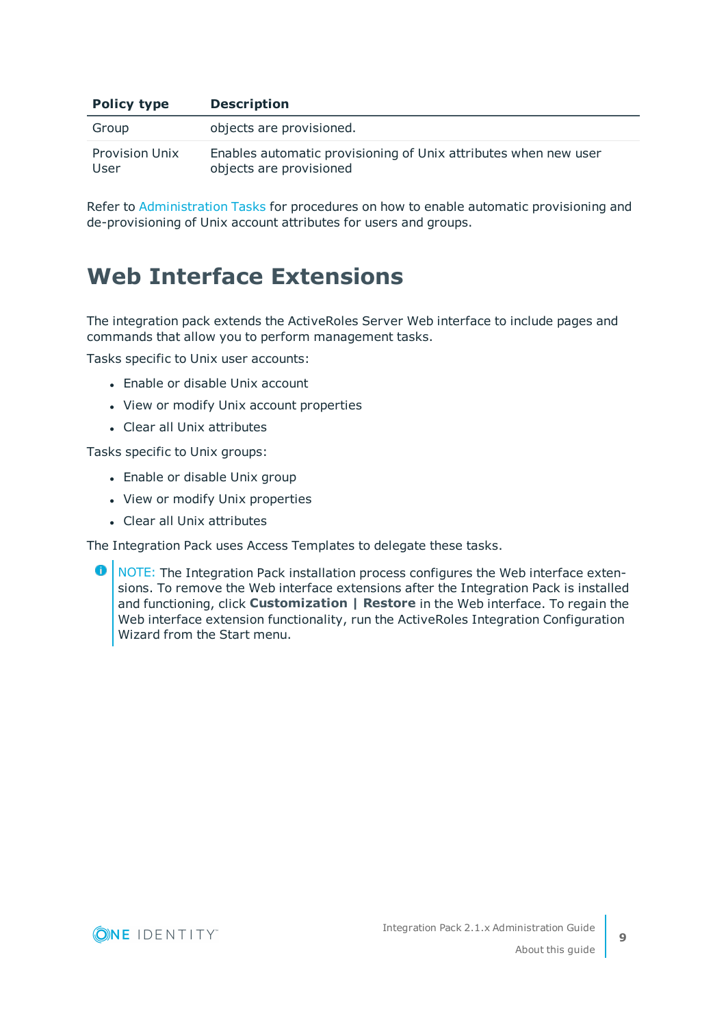| Policy type | Description |
| --- | --- |
| Group | objects are provisioned. |
| Provision Unix User | Enables automatic provisioning of Unix attributes when new user objects are provisioned |

Refer to Administration Tasks for procedures on how to enable automatic provisioning and de-provisioning of Unix account attributes for users and groups.

# Web Interface Extensions

The integration pack extends the ActiveRoles Server Web interface to include pages and commands that allow you to perform management tasks.

Tasks specific to Unix user accounts:

- Enable or disable Unix account
- View or modify Unix account properties
- Clear all Unix attributes

Tasks specific to Unix groups:

- Enable or disable Unix group
- View or modify Unix properties
- Clear all Unix attributes

The Integration Pack uses Access Templates to delegate these tasks.

> NOTE: The Integration Pack installation process configures the Web interface extensions. To remove the Web interface extensions after the Integration Pack is installed and functioning, click **Customization | Restore** in the Web interface. To regain the Web interface extension functionality, run the ActiveRoles Integration Configuration Wizard from the Start menu.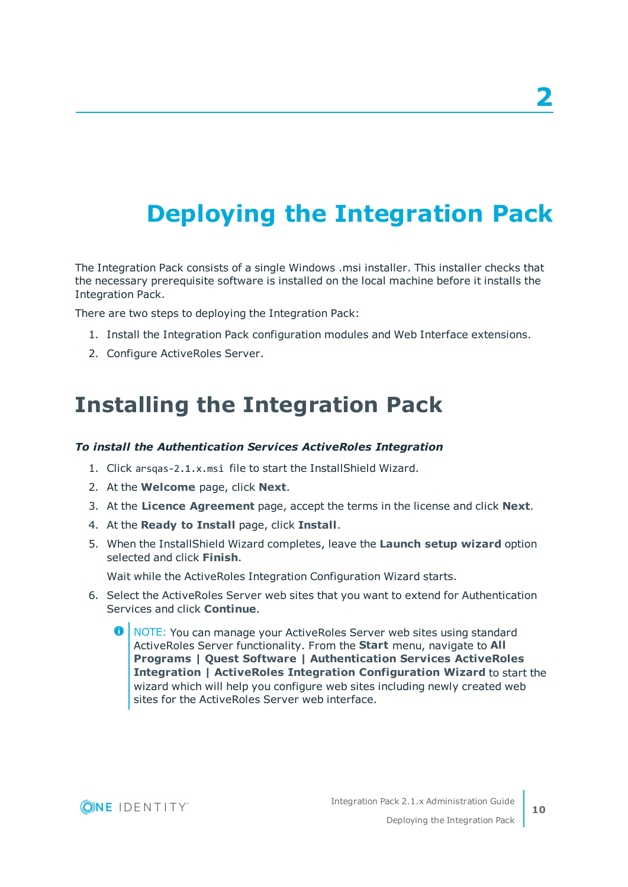# 2 Deploying the Integration Pack

The Integration Pack consists of a single Windows .msi installer. This installer checks that the necessary prerequisite software is installed on the local machine before it installs the Integration Pack.

There are two steps to deploying the Integration Pack:

1. Install the Integration Pack configuration modules and Web Interface extensions.
2. Configure ActiveRoles Server.

## Installing the Integration Pack

***To install the Authentication Services ActiveRoles Integration***

1. Click `arsqas-2.1.x.msi` file to start the InstallShield Wizard.
2. At the **Welcome** page, click **Next**.
3. At the **Licence Agreement** page, accept the terms in the license and click **Next**.
4. At the **Ready to Install** page, click **Install**.
5. When the InstallShield Wizard completes, leave the **Launch setup wizard** option selected and click **Finish**.

   Wait while the ActiveRoles Integration Configuration Wizard starts.
6. Select the ActiveRoles Server web sites that you want to extend for Authentication Services and click **Continue**.

   > NOTE: You can manage your ActiveRoles Server web sites using standard ActiveRoles Server functionality. From the **Start** menu, navigate to **All Programs | Quest Software | Authentication Services ActiveRoles Integration | ActiveRoles Integration Configuration Wizard** to start the wizard which will help you configure web sites including newly created web sites for the ActiveRoles Server web interface.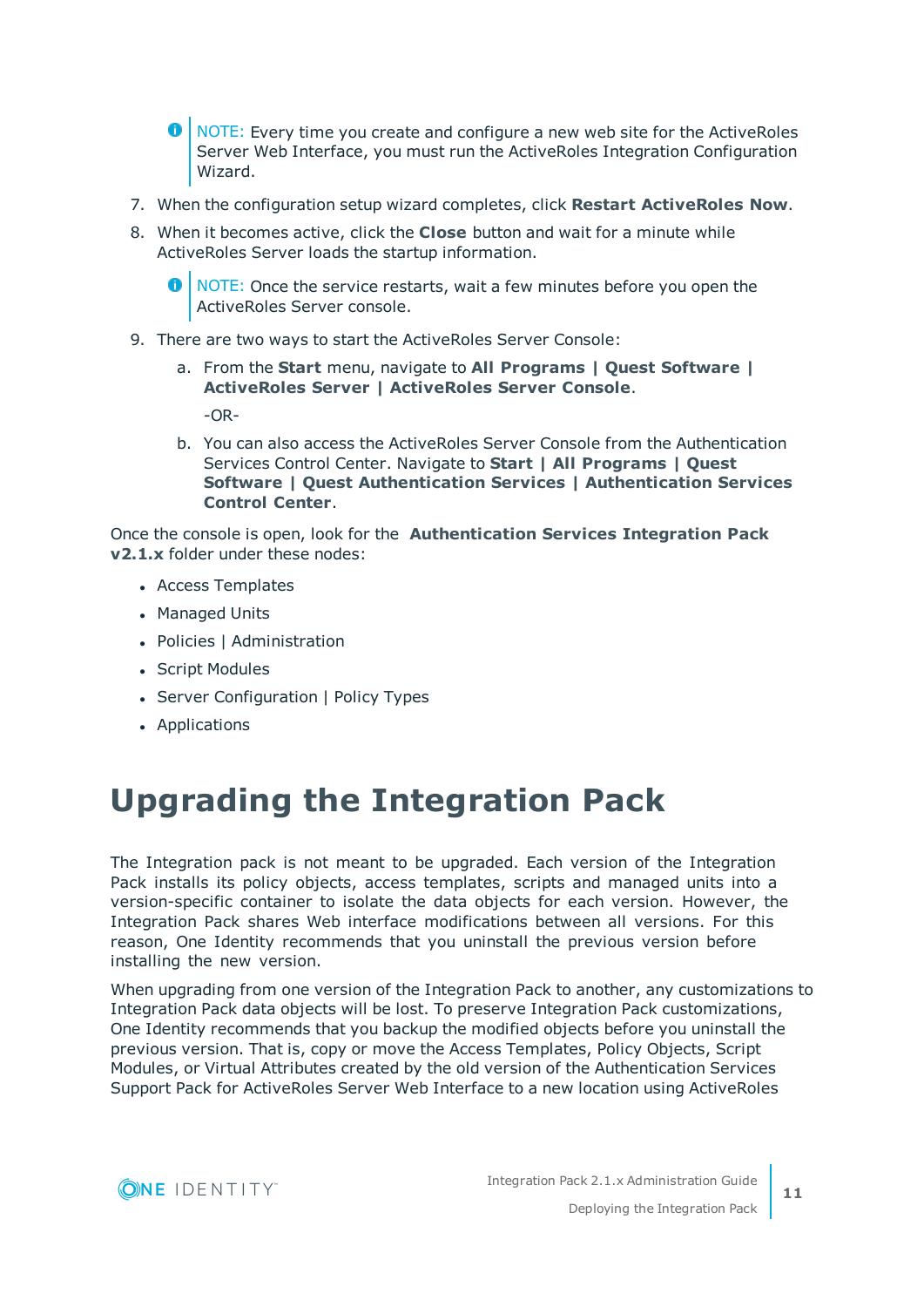> NOTE: Every time you create and configure a new web site for the ActiveRoles Server Web Interface, you must run the ActiveRoles Integration Configuration Wizard.

7. When the configuration setup wizard completes, click **Restart ActiveRoles Now**.
8. When it becomes active, click the **Close** button and wait for a minute while ActiveRoles Server loads the startup information.

   > NOTE: Once the service restarts, wait a few minutes before you open the ActiveRoles Server console.

9. There are two ways to start the ActiveRoles Server Console:
   a. From the **Start** menu, navigate to **All Programs | Quest Software | ActiveRoles Server | ActiveRoles Server Console**.

      -OR-

   b. You can also access the ActiveRoles Server Console from the Authentication Services Control Center. Navigate to **Start | All Programs | Quest Software | Quest Authentication Services | Authentication Services Control Center**.

Once the console is open, look for the **Authentication Services Integration Pack v2.1.x** folder under these nodes:

- Access Templates
- Managed Units
- Policies | Administration
- Script Modules
- Server Configuration | Policy Types
- Applications

# Upgrading the Integration Pack

The Integration pack is not meant to be upgraded. Each version of the Integration Pack installs its policy objects, access templates, scripts and managed units into a version-specific container to isolate the data objects for each version. However, the Integration Pack shares Web interface modifications between all versions. For this reason, One Identity recommends that you uninstall the previous version before installing the new version.

When upgrading from one version of the Integration Pack to another, any customizations to Integration Pack data objects will be lost. To preserve Integration Pack customizations, One Identity recommends that you backup the modified objects before you uninstall the previous version. That is, copy or move the Access Templates, Policy Objects, Script Modules, or Virtual Attributes created by the old version of the Authentication Services Support Pack for ActiveRoles Server Web Interface to a new location using ActiveRoles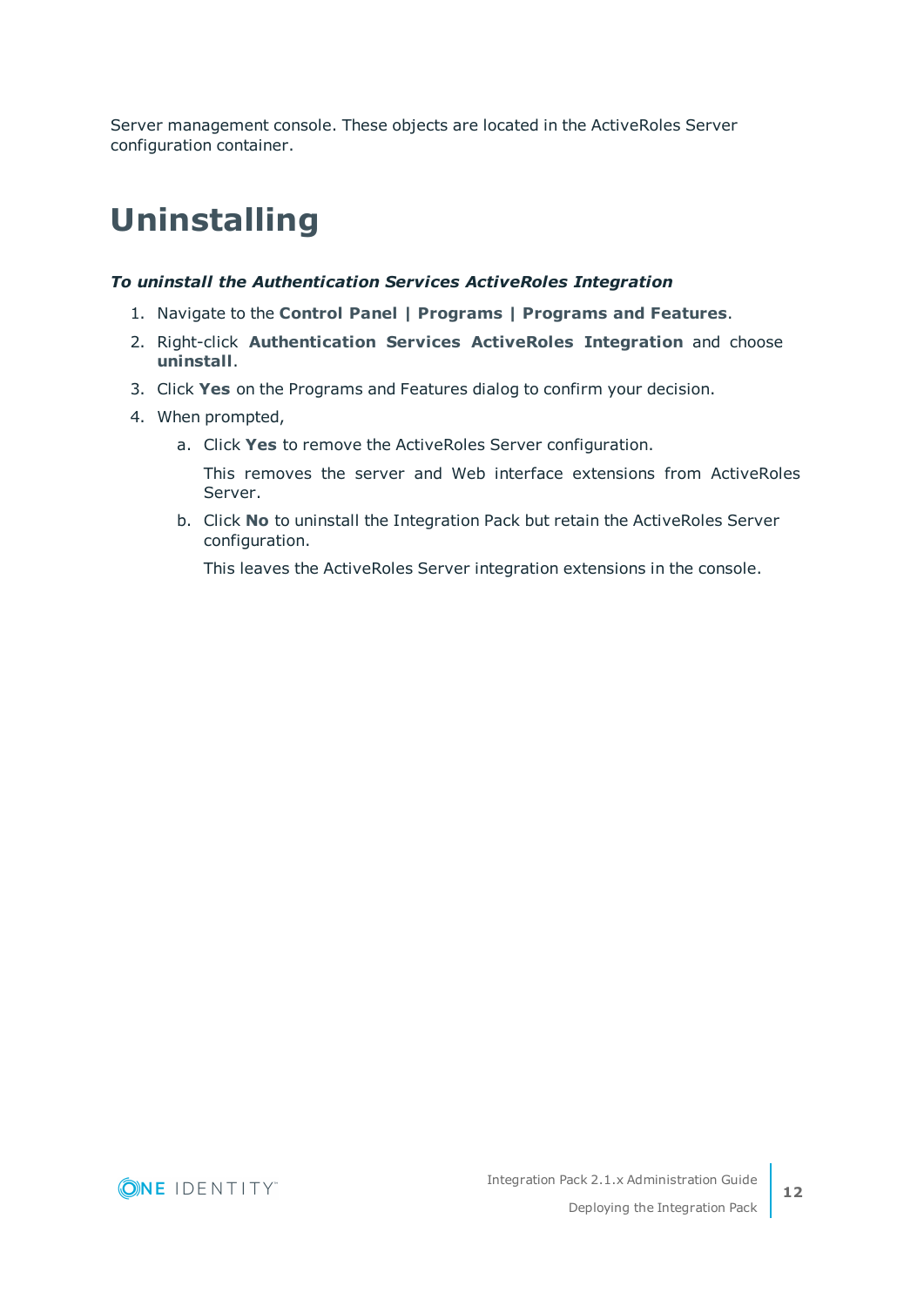Server management console. These objects are located in the ActiveRoles Server configuration container.

# Uninstalling

***To uninstall the Authentication Services ActiveRoles Integration***

1. Navigate to the **Control Panel | Programs | Programs and Features**.
2. Right-click **Authentication Services ActiveRoles Integration** and choose **uninstall**.
3. Click **Yes** on the Programs and Features dialog to confirm your decision.
4. When prompted,
   a. Click **Yes** to remove the ActiveRoles Server configuration.

      This removes the server and Web interface extensions from ActiveRoles Server.

   b. Click **No** to uninstall the Integration Pack but retain the ActiveRoles Server configuration.

      This leaves the ActiveRoles Server integration extensions in the console.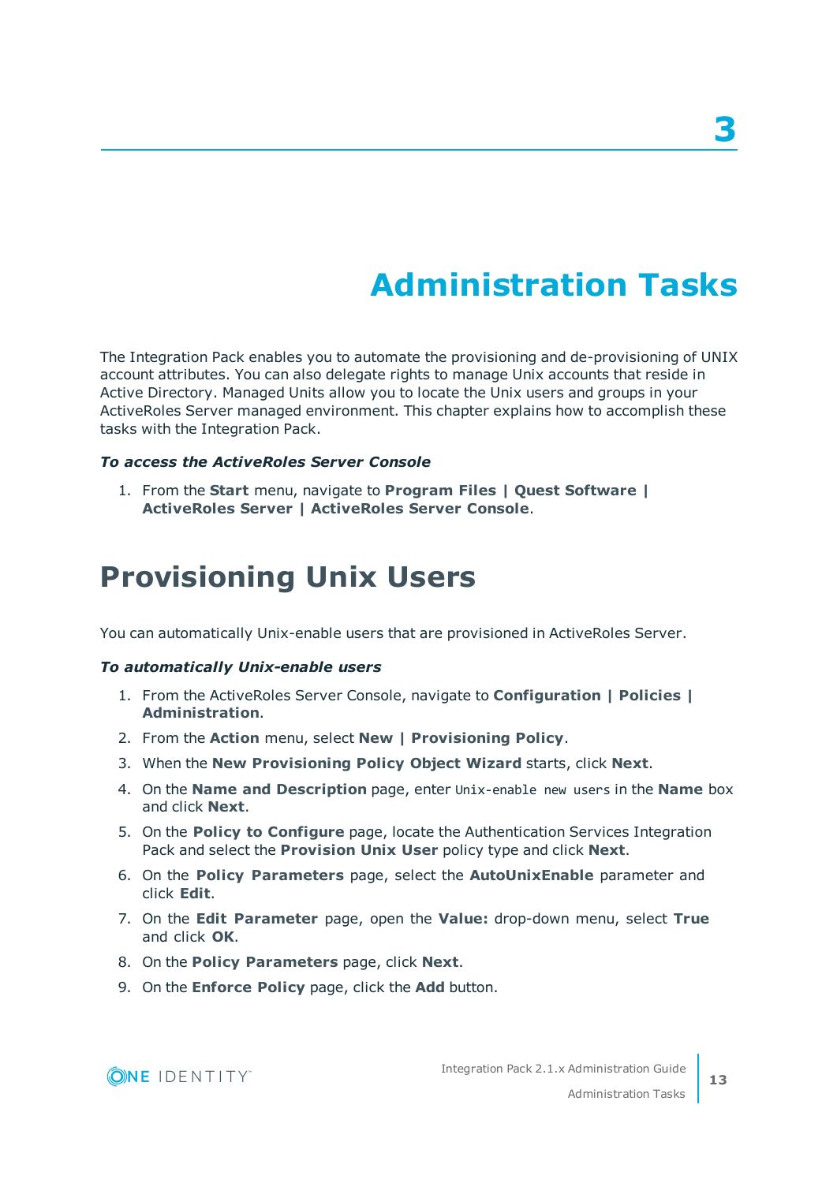# 3 Administration Tasks

The Integration Pack enables you to automate the provisioning and de-provisioning of UNIX account attributes. You can also delegate rights to manage Unix accounts that reside in Active Directory. Managed Units allow you to locate the Unix users and groups in your ActiveRoles Server managed environment. This chapter explains how to accomplish these tasks with the Integration Pack.

***To access the ActiveRoles Server Console***

1. From the **Start** menu, navigate to **Program Files | Quest Software | ActiveRoles Server | ActiveRoles Server Console**.

## Provisioning Unix Users

You can automatically Unix-enable users that are provisioned in ActiveRoles Server.

***To automatically Unix-enable users***

1. From the ActiveRoles Server Console, navigate to **Configuration | Policies | Administration**.
2. From the **Action** menu, select **New | Provisioning Policy**.
3. When the **New Provisioning Policy Object Wizard** starts, click **Next**.
4. On the **Name and Description** page, enter `Unix-enable new users` in the **Name** box and click **Next**.
5. On the **Policy to Configure** page, locate the Authentication Services Integration Pack and select the **Provision Unix User** policy type and click **Next**.
6. On the **Policy Parameters** page, select the **AutoUnixEnable** parameter and click **Edit**.
7. On the **Edit Parameter** page, open the **Value:** drop-down menu, select **True** and click **OK**.
8. On the **Policy Parameters** page, click **Next**.
9. On the **Enforce Policy** page, click the **Add** button.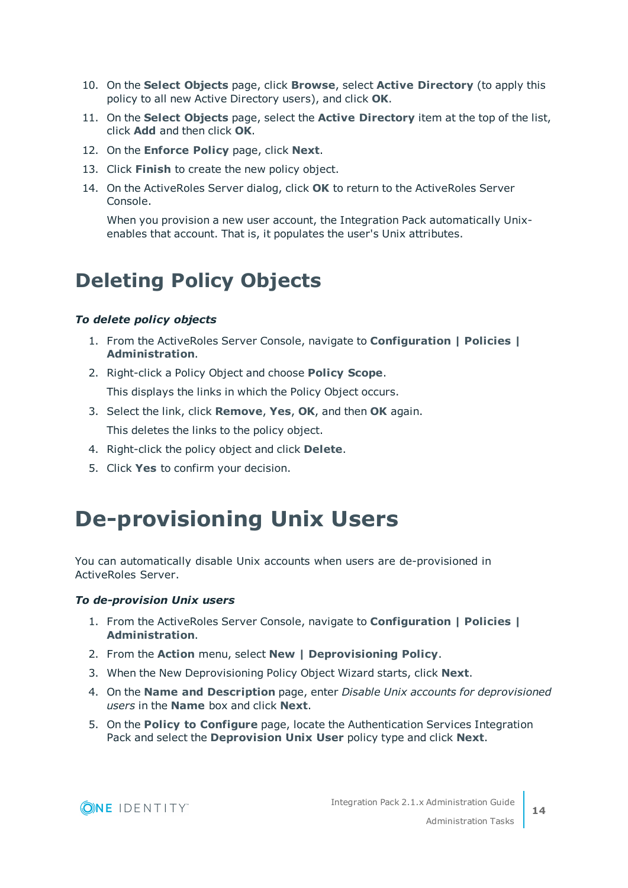10. On the **Select Objects** page, click **Browse**, select **Active Directory** (to apply this policy to all new Active Directory users), and click **OK**.
11. On the **Select Objects** page, select the **Active Directory** item at the top of the list, click **Add** and then click **OK**.
12. On the **Enforce Policy** page, click **Next**.
13. Click **Finish** to create the new policy object.
14. On the ActiveRoles Server dialog, click **OK** to return to the ActiveRoles Server Console.

    When you provision a new user account, the Integration Pack automatically Unix-enables that account. That is, it populates the user's Unix attributes.

# Deleting Policy Objects

***To delete policy objects***

1. From the ActiveRoles Server Console, navigate to **Configuration | Policies | Administration**.
2. Right-click a Policy Object and choose **Policy Scope**.

   This displays the links in which the Policy Object occurs.
3. Select the link, click **Remove**, **Yes**, **OK**, and then **OK** again.

   This deletes the links to the policy object.
4. Right-click the policy object and click **Delete**.
5. Click **Yes** to confirm your decision.

# De-provisioning Unix Users

You can automatically disable Unix accounts when users are de-provisioned in ActiveRoles Server.

***To de-provision Unix users***

1. From the ActiveRoles Server Console, navigate to **Configuration | Policies | Administration**.
2. From the **Action** menu, select **New | Deprovisioning Policy**.
3. When the New Deprovisioning Policy Object Wizard starts, click **Next**.
4. On the **Name and Description** page, enter *Disable Unix accounts for deprovisioned users* in the **Name** box and click **Next**.
5. On the **Policy to Configure** page, locate the Authentication Services Integration Pack and select the **Deprovision Unix User** policy type and click **Next**.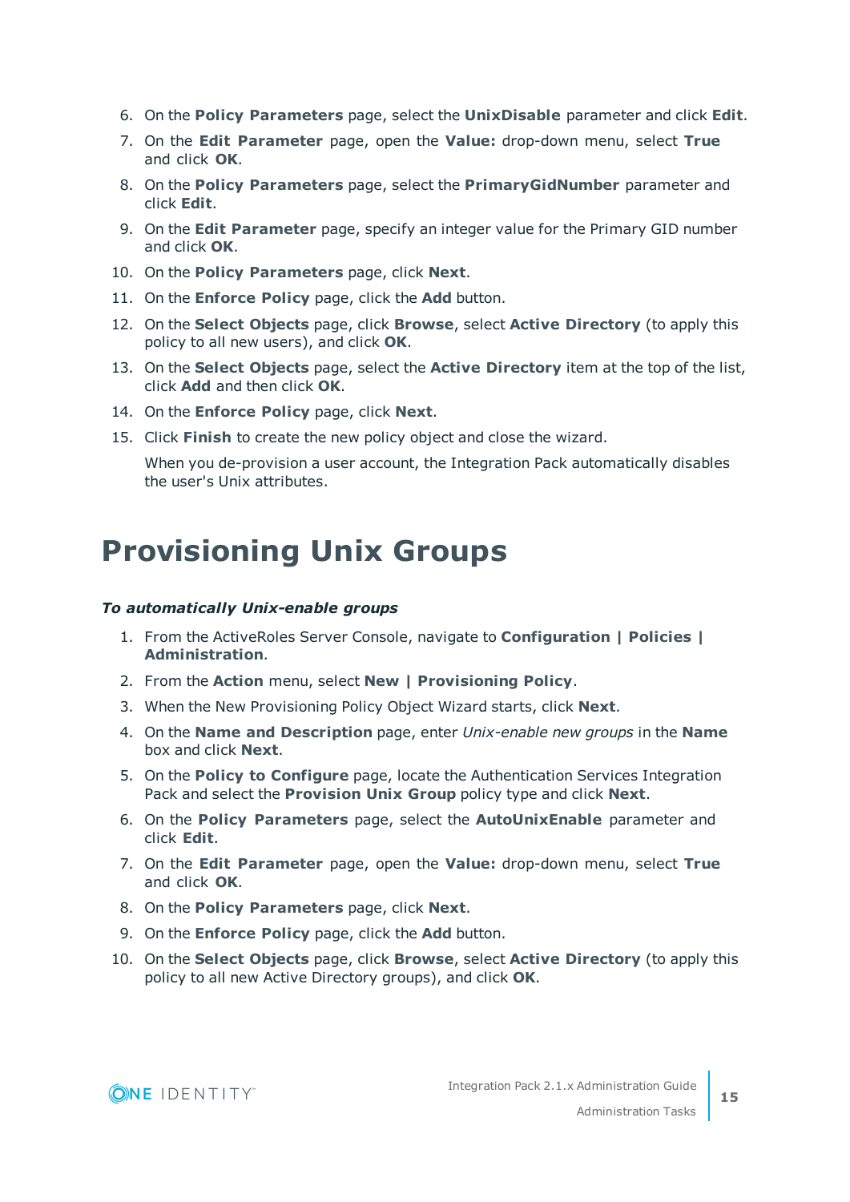6. On the **Policy Parameters** page, select the **UnixDisable** parameter and click **Edit**.
7. On the **Edit Parameter** page, open the **Value:** drop-down menu, select **True** and click **OK**.
8. On the **Policy Parameters** page, select the **PrimaryGidNumber** parameter and click **Edit**.
9. On the **Edit Parameter** page, specify an integer value for the Primary GID number and click **OK**.
10. On the **Policy Parameters** page, click **Next**.
11. On the **Enforce Policy** page, click the **Add** button.
12. On the **Select Objects** page, click **Browse**, select **Active Directory** (to apply this policy to all new users), and click **OK**.
13. On the **Select Objects** page, select the **Active Directory** item at the top of the list, click **Add** and then click **OK**.
14. On the **Enforce Policy** page, click **Next**.
15. Click **Finish** to create the new policy object and close the wizard.

    When you de-provision a user account, the Integration Pack automatically disables the user's Unix attributes.

# Provisioning Unix Groups

***To automatically Unix-enable groups***

1. From the ActiveRoles Server Console, navigate to **Configuration | Policies | Administration**.
2. From the **Action** menu, select **New | Provisioning Policy**.
3. When the New Provisioning Policy Object Wizard starts, click **Next**.
4. On the **Name and Description** page, enter *Unix-enable new groups* in the **Name** box and click **Next**.
5. On the **Policy to Configure** page, locate the Authentication Services Integration Pack and select the **Provision Unix Group** policy type and click **Next**.
6. On the **Policy Parameters** page, select the **AutoUnixEnable** parameter and click **Edit**.
7. On the **Edit Parameter** page, open the **Value:** drop-down menu, select **True** and click **OK**.
8. On the **Policy Parameters** page, click **Next**.
9. On the **Enforce Policy** page, click the **Add** button.
10. On the **Select Objects** page, click **Browse**, select **Active Directory** (to apply this policy to all new Active Directory groups), and click **OK**.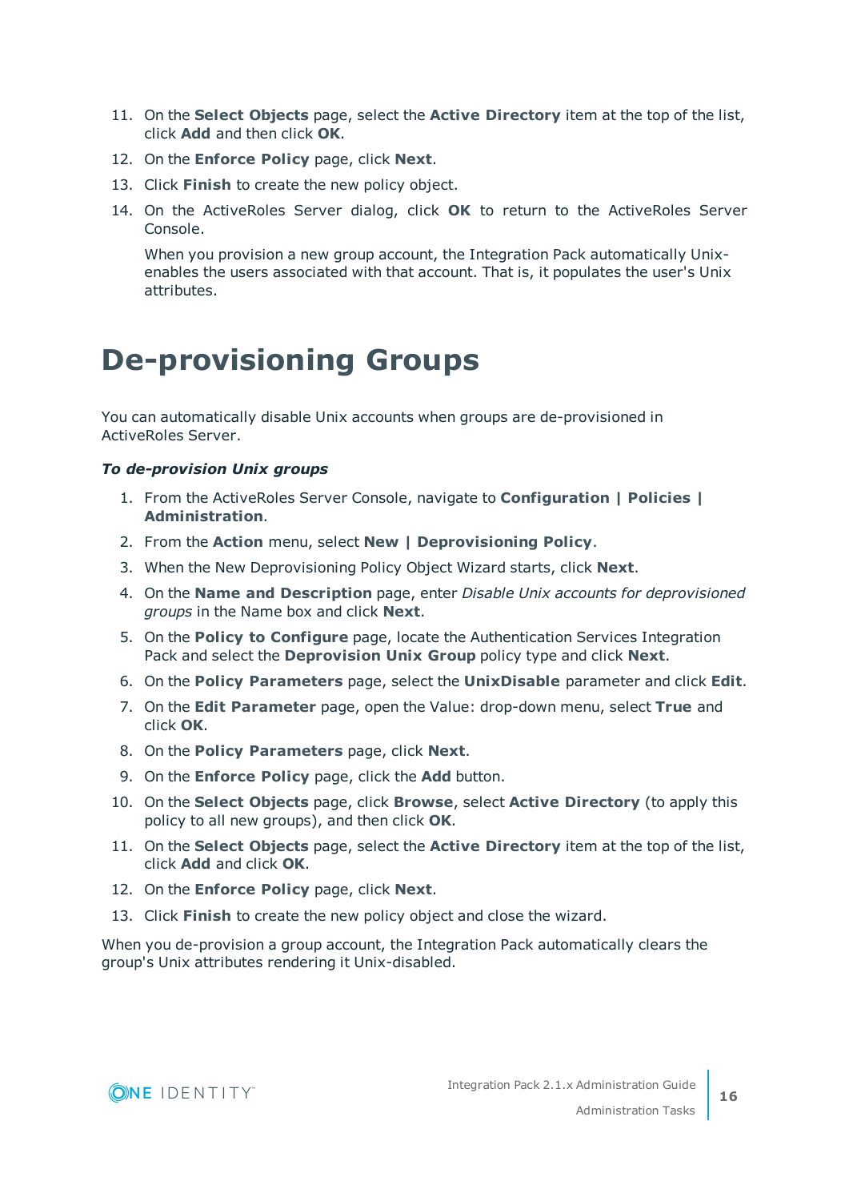11. On the **Select Objects** page, select the **Active Directory** item at the top of the list, click **Add** and then click **OK**.
12. On the **Enforce Policy** page, click **Next**.
13. Click **Finish** to create the new policy object.
14. On the ActiveRoles Server dialog, click **OK** to return to the ActiveRoles Server Console.

    When you provision a new group account, the Integration Pack automatically Unix-enables the users associated with that account. That is, it populates the user's Unix attributes.

# De-provisioning Groups

You can automatically disable Unix accounts when groups are de-provisioned in ActiveRoles Server.

***To de-provision Unix groups***

1. From the ActiveRoles Server Console, navigate to **Configuration | Policies | Administration**.
2. From the **Action** menu, select **New | Deprovisioning Policy**.
3. When the New Deprovisioning Policy Object Wizard starts, click **Next**.
4. On the **Name and Description** page, enter *Disable Unix accounts for deprovisioned groups* in the Name box and click **Next**.
5. On the **Policy to Configure** page, locate the Authentication Services Integration Pack and select the **Deprovision Unix Group** policy type and click **Next**.
6. On the **Policy Parameters** page, select the **UnixDisable** parameter and click **Edit**.
7. On the **Edit Parameter** page, open the Value: drop-down menu, select **True** and click **OK**.
8. On the **Policy Parameters** page, click **Next**.
9. On the **Enforce Policy** page, click the **Add** button.
10. On the **Select Objects** page, click **Browse**, select **Active Directory** (to apply this policy to all new groups), and then click **OK**.
11. On the **Select Objects** page, select the **Active Directory** item at the top of the list, click **Add** and click **OK**.
12. On the **Enforce Policy** page, click **Next**.
13. Click **Finish** to create the new policy object and close the wizard.

When you de-provision a group account, the Integration Pack automatically clears the group's Unix attributes rendering it Unix-disabled.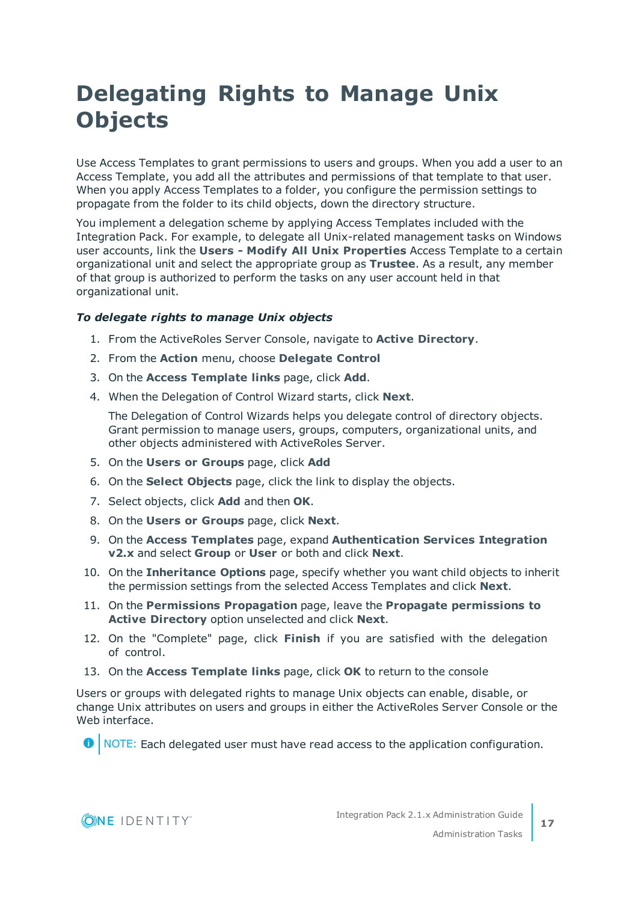# Delegating Rights to Manage Unix Objects

Use Access Templates to grant permissions to users and groups. When you add a user to an Access Template, you add all the attributes and permissions of that template to that user. When you apply Access Templates to a folder, you configure the permission settings to propagate from the folder to its child objects, down the directory structure.

You implement a delegation scheme by applying Access Templates included with the Integration Pack. For example, to delegate all Unix-related management tasks on Windows user accounts, link the **Users - Modify All Unix Properties** Access Template to a certain organizational unit and select the appropriate group as **Trustee**. As a result, any member of that group is authorized to perform the tasks on any user account held in that organizational unit.

***To delegate rights to manage Unix objects***

1. From the ActiveRoles Server Console, navigate to **Active Directory**.
2. From the **Action** menu, choose **Delegate Control**
3. On the **Access Template links** page, click **Add**.
4. When the Delegation of Control Wizard starts, click **Next**.

   The Delegation of Control Wizards helps you delegate control of directory objects. Grant permission to manage users, groups, computers, organizational units, and other objects administered with ActiveRoles Server.
5. On the **Users or Groups** page, click **Add**
6. On the **Select Objects** page, click the link to display the objects.
7. Select objects, click **Add** and then **OK**.
8. On the **Users or Groups** page, click **Next**.
9. On the **Access Templates** page, expand **Authentication Services Integration v2.x** and select **Group** or **User** or both and click **Next**.
10. On the **Inheritance Options** page, specify whether you want child objects to inherit the permission settings from the selected Access Templates and click **Next**.
11. On the **Permissions Propagation** page, leave the **Propagate permissions to Active Directory** option unselected and click **Next**.
12. On the "Complete" page, click **Finish** if you are satisfied with the delegation of control.
13. On the **Access Template links** page, click **OK** to return to the console

Users or groups with delegated rights to manage Unix objects can enable, disable, or change Unix attributes on users and groups in either the ActiveRoles Server Console or the Web interface.

NOTE: Each delegated user must have read access to the application configuration.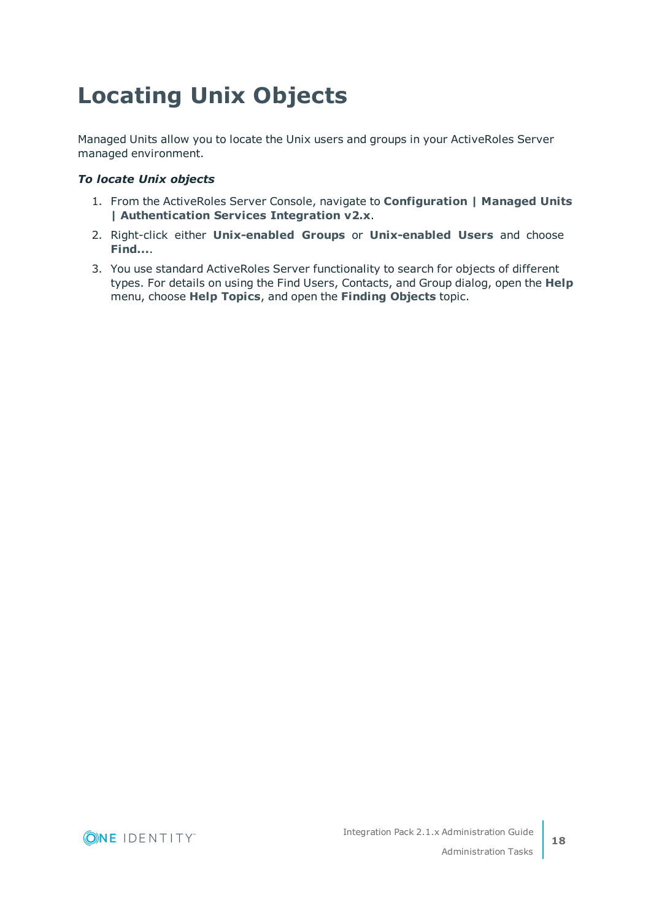# Locating Unix Objects

Managed Units allow you to locate the Unix users and groups in your ActiveRoles Server managed environment.

***To locate Unix objects***

1. From the ActiveRoles Server Console, navigate to **Configuration | Managed Units | Authentication Services Integration v2.x**.
2. Right-click either **Unix-enabled Groups** or **Unix-enabled Users** and choose **Find...**.
3. You use standard ActiveRoles Server functionality to search for objects of different types. For details on using the Find Users, Contacts, and Group dialog, open the **Help** menu, choose **Help Topics**, and open the **Finding Objects** topic.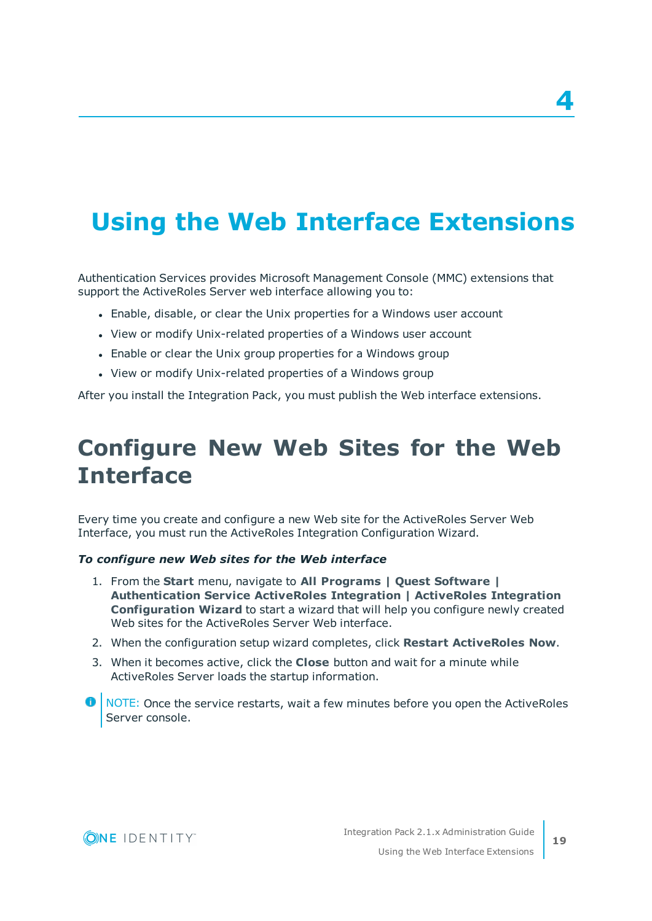# 4

# Using the Web Interface Extensions

Authentication Services provides Microsoft Management Console (MMC) extensions that support the ActiveRoles Server web interface allowing you to:

- Enable, disable, or clear the Unix properties for a Windows user account
- View or modify Unix-related properties of a Windows user account
- Enable or clear the Unix group properties for a Windows group
- View or modify Unix-related properties of a Windows group

After you install the Integration Pack, you must publish the Web interface extensions.

## Configure New Web Sites for the Web Interface

Every time you create and configure a new Web site for the ActiveRoles Server Web Interface, you must run the ActiveRoles Integration Configuration Wizard.

***To configure new Web sites for the Web interface***

1. From the **Start** menu, navigate to **All Programs | Quest Software | Authentication Service ActiveRoles Integration | ActiveRoles Integration Configuration Wizard** to start a wizard that will help you configure newly created Web sites for the ActiveRoles Server Web interface.
2. When the configuration setup wizard completes, click **Restart ActiveRoles Now**.
3. When it becomes active, click the **Close** button and wait for a minute while ActiveRoles Server loads the startup information.

NOTE: Once the service restarts, wait a few minutes before you open the ActiveRoles Server console.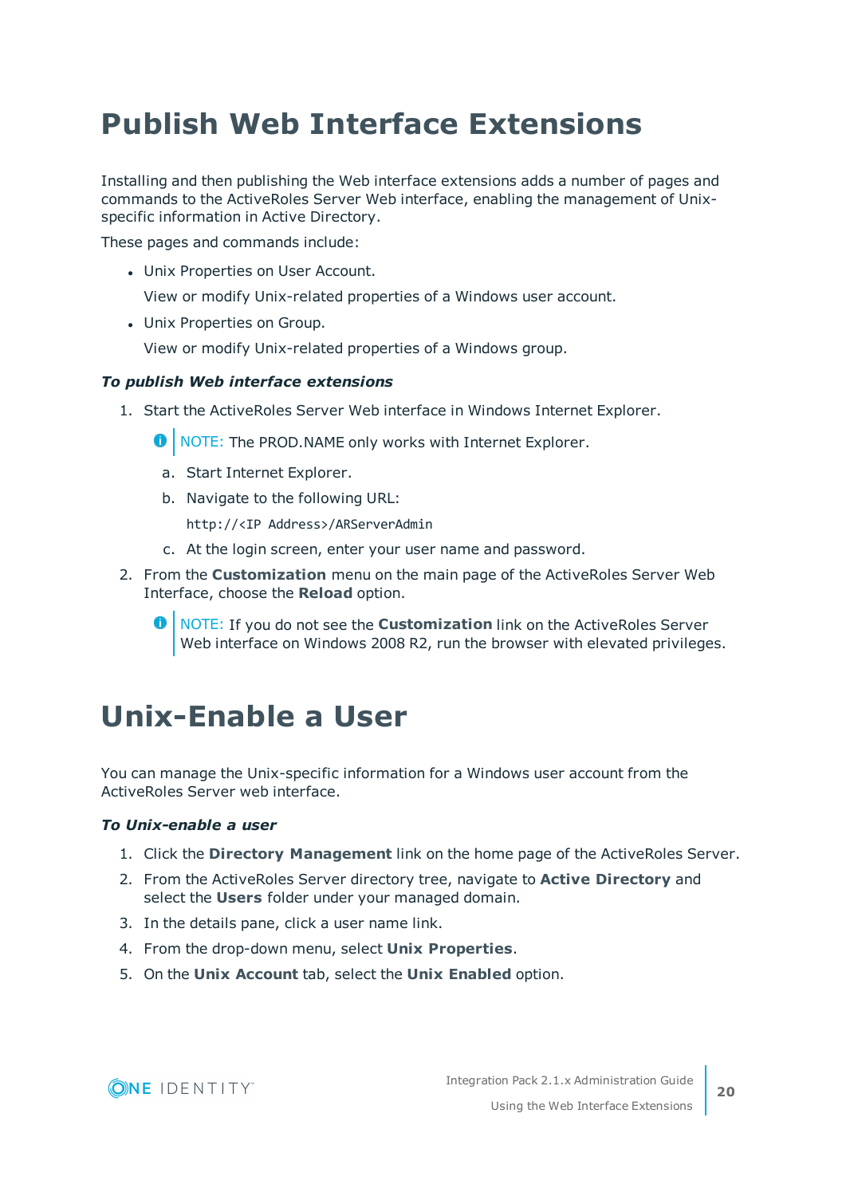# Publish Web Interface Extensions

Installing and then publishing the Web interface extensions adds a number of pages and commands to the ActiveRoles Server Web interface, enabling the management of Unix-specific information in Active Directory.

These pages and commands include:

- Unix Properties on User Account.

  View or modify Unix-related properties of a Windows user account.

- Unix Properties on Group.

  View or modify Unix-related properties of a Windows group.

***To publish Web interface extensions***

1. Start the ActiveRoles Server Web interface in Windows Internet Explorer.

   > NOTE: The PROD.NAME only works with Internet Explorer.

   a. Start Internet Explorer.

   b. Navigate to the following URL:

      ```
      http://<IP Address>/ARServerAdmin
      ```

   c. At the login screen, enter your user name and password.

2. From the **Customization** menu on the main page of the ActiveRoles Server Web Interface, choose the **Reload** option.

   > NOTE: If you do not see the **Customization** link on the ActiveRoles Server Web interface on Windows 2008 R2, run the browser with elevated privileges.

# Unix-Enable a User

You can manage the Unix-specific information for a Windows user account from the ActiveRoles Server web interface.

***To Unix-enable a user***

1. Click the **Directory Management** link on the home page of the ActiveRoles Server.
2. From the ActiveRoles Server directory tree, navigate to **Active Directory** and select the **Users** folder under your managed domain.
3. In the details pane, click a user name link.
4. From the drop-down menu, select **Unix Properties**.
5. On the **Unix Account** tab, select the **Unix Enabled** option.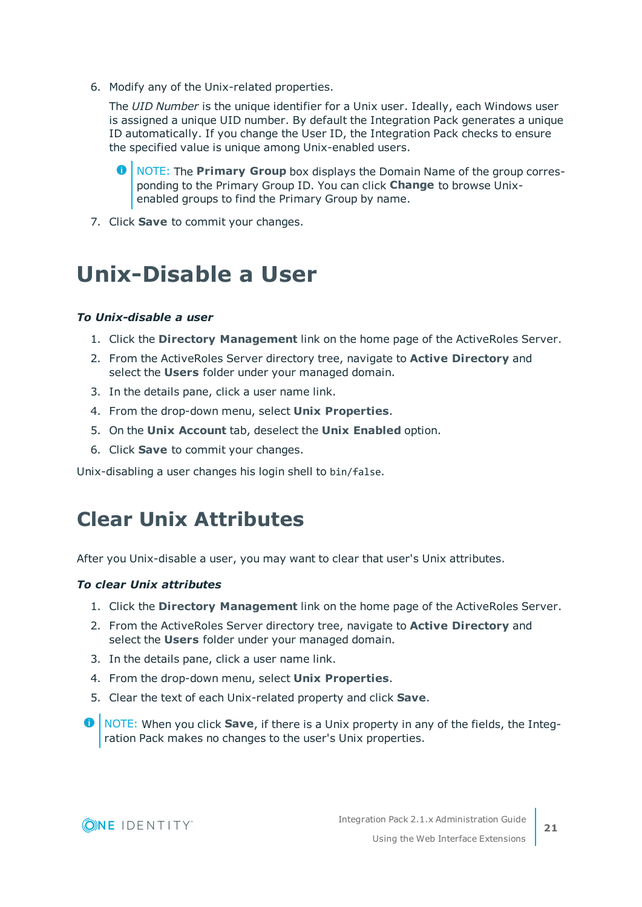6. Modify any of the Unix-related properties.

   The *UID Number* is the unique identifier for a Unix user. Ideally, each Windows user is assigned a unique UID number. By default the Integration Pack generates a unique ID automatically. If you change the User ID, the Integration Pack checks to ensure the specified value is unique among Unix-enabled users.

   > NOTE: The **Primary Group** box displays the Domain Name of the group corresponding to the Primary Group ID. You can click **Change** to browse Unix-enabled groups to find the Primary Group by name.

7. Click **Save** to commit your changes.

# Unix-Disable a User

***To Unix-disable a user***

1. Click the **Directory Management** link on the home page of the ActiveRoles Server.
2. From the ActiveRoles Server directory tree, navigate to **Active Directory** and select the **Users** folder under your managed domain.
3. In the details pane, click a user name link.
4. From the drop-down menu, select **Unix Properties**.
5. On the **Unix Account** tab, deselect the **Unix Enabled** option.
6. Click **Save** to commit your changes.

Unix-disabling a user changes his login shell to `bin/false`.

# Clear Unix Attributes

After you Unix-disable a user, you may want to clear that user's Unix attributes.

***To clear Unix attributes***

1. Click the **Directory Management** link on the home page of the ActiveRoles Server.
2. From the ActiveRoles Server directory tree, navigate to **Active Directory** and select the **Users** folder under your managed domain.
3. In the details pane, click a user name link.
4. From the drop-down menu, select **Unix Properties**.
5. Clear the text of each Unix-related property and click **Save**.

> NOTE: When you click **Save**, if there is a Unix property in any of the fields, the Integration Pack makes no changes to the user's Unix properties.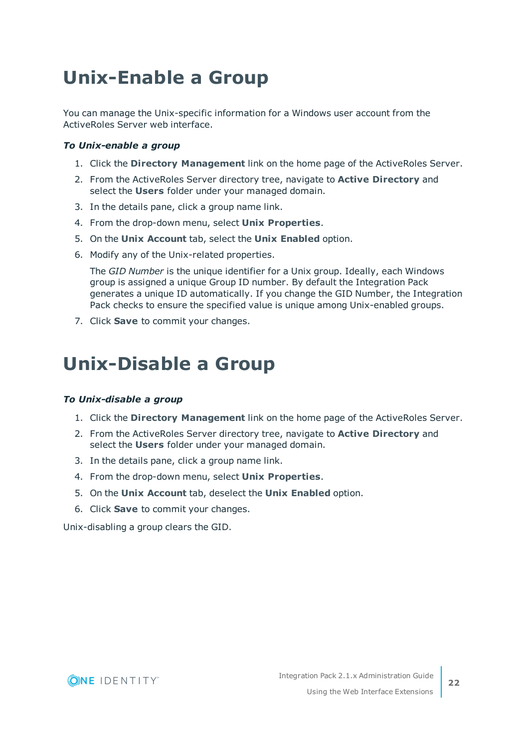# Unix-Enable a Group

You can manage the Unix-specific information for a Windows user account from the ActiveRoles Server web interface.

***To Unix-enable a group***

1. Click the **Directory Management** link on the home page of the ActiveRoles Server.
2. From the ActiveRoles Server directory tree, navigate to **Active Directory** and select the **Users** folder under your managed domain.
3. In the details pane, click a group name link.
4. From the drop-down menu, select **Unix Properties**.
5. On the **Unix Account** tab, select the **Unix Enabled** option.
6. Modify any of the Unix-related properties.

   The *GID Number* is the unique identifier for a Unix group. Ideally, each Windows group is assigned a unique Group ID number. By default the Integration Pack generates a unique ID automatically. If you change the GID Number, the Integration Pack checks to ensure the specified value is unique among Unix-enabled groups.
7. Click **Save** to commit your changes.

# Unix-Disable a Group

***To Unix-disable a group***

1. Click the **Directory Management** link on the home page of the ActiveRoles Server.
2. From the ActiveRoles Server directory tree, navigate to **Active Directory** and select the **Users** folder under your managed domain.
3. In the details pane, click a group name link.
4. From the drop-down menu, select **Unix Properties**.
5. On the **Unix Account** tab, deselect the **Unix Enabled** option.
6. Click **Save** to commit your changes.

Unix-disabling a group clears the GID.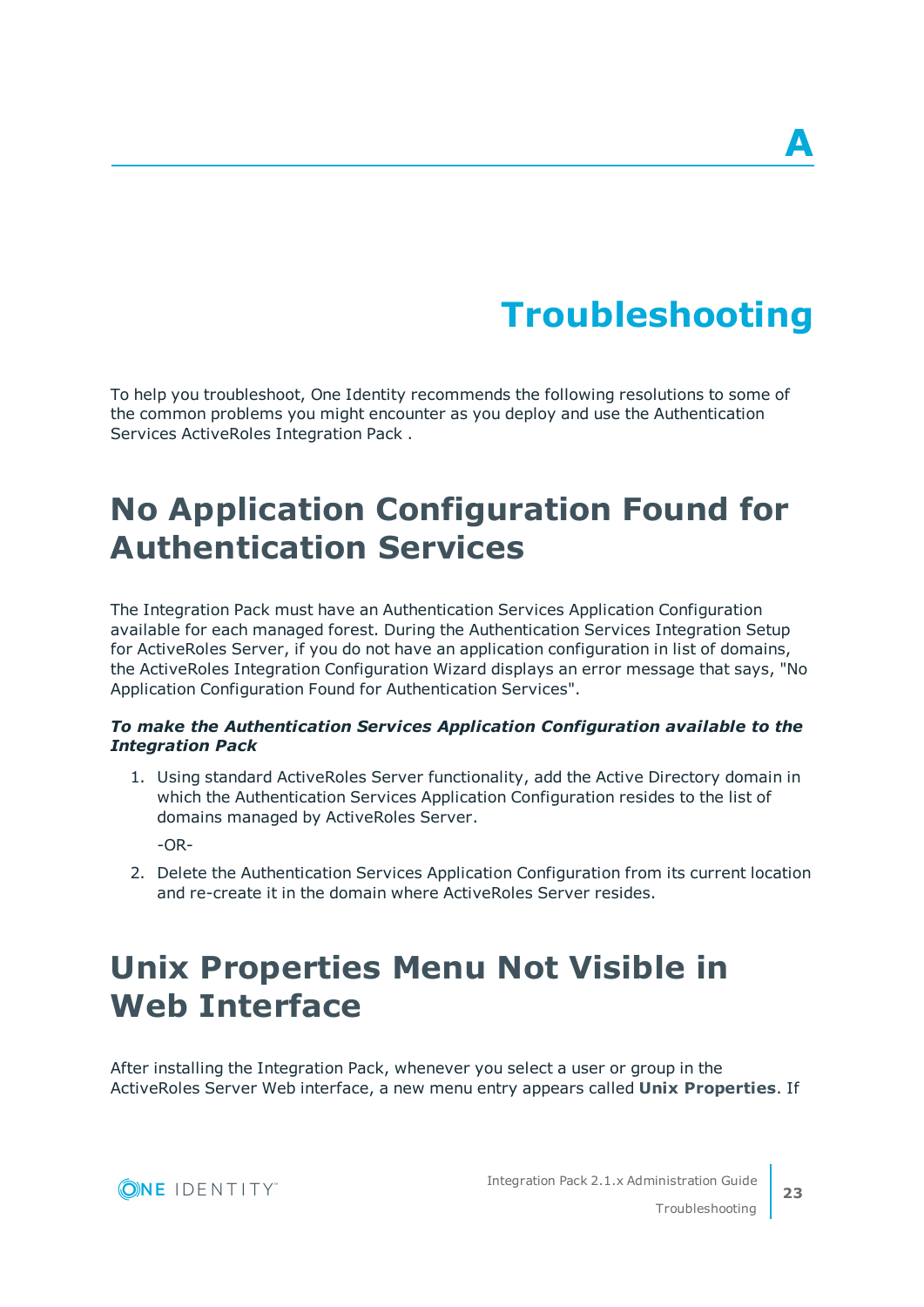A

# Troubleshooting

To help you troubleshoot, One Identity recommends the following resolutions to some of the common problems you might encounter as you deploy and use the Authentication Services ActiveRoles Integration Pack .

## No Application Configuration Found for Authentication Services

The Integration Pack must have an Authentication Services Application Configuration available for each managed forest. During the Authentication Services Integration Setup for ActiveRoles Server, if you do not have an application configuration in list of domains, the ActiveRoles Integration Configuration Wizard displays an error message that says, "No Application Configuration Found for Authentication Services".

***To make the Authentication Services Application Configuration available to the Integration Pack***

1. Using standard ActiveRoles Server functionality, add the Active Directory domain in which the Authentication Services Application Configuration resides to the list of domains managed by ActiveRoles Server.

   -OR-

2. Delete the Authentication Services Application Configuration from its current location and re-create it in the domain where ActiveRoles Server resides.

## Unix Properties Menu Not Visible in Web Interface

After installing the Integration Pack, whenever you select a user or group in the ActiveRoles Server Web interface, a new menu entry appears called **Unix Properties**. If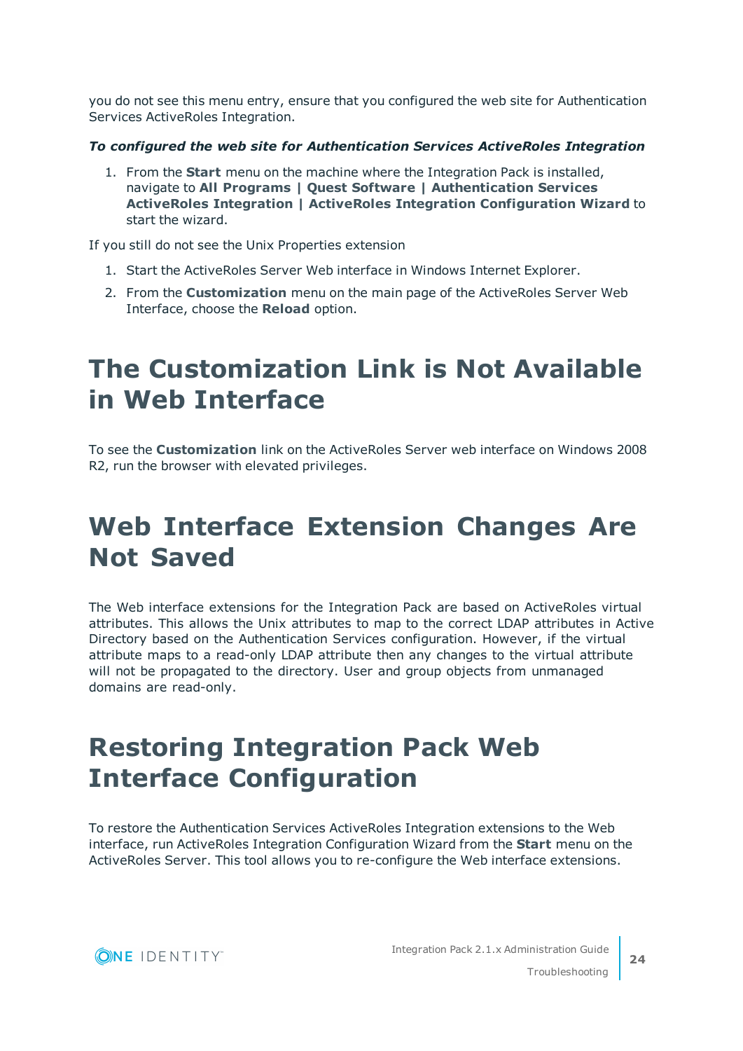you do not see this menu entry, ensure that you configured the web site for Authentication Services ActiveRoles Integration.

***To configured the web site for Authentication Services ActiveRoles Integration***

1. From the **Start** menu on the machine where the Integration Pack is installed, navigate to **All Programs | Quest Software | Authentication Services ActiveRoles Integration | ActiveRoles Integration Configuration Wizard** to start the wizard.

If you still do not see the Unix Properties extension

1. Start the ActiveRoles Server Web interface in Windows Internet Explorer.
2. From the **Customization** menu on the main page of the ActiveRoles Server Web Interface, choose the **Reload** option.

# The Customization Link is Not Available in Web Interface

To see the **Customization** link on the ActiveRoles Server web interface on Windows 2008 R2, run the browser with elevated privileges.

# Web Interface Extension Changes Are Not Saved

The Web interface extensions for the Integration Pack are based on ActiveRoles virtual attributes. This allows the Unix attributes to map to the correct LDAP attributes in Active Directory based on the Authentication Services configuration. However, if the virtual attribute maps to a read-only LDAP attribute then any changes to the virtual attribute will not be propagated to the directory. User and group objects from unmanaged domains are read-only.

# Restoring Integration Pack Web Interface Configuration

To restore the Authentication Services ActiveRoles Integration extensions to the Web interface, run ActiveRoles Integration Configuration Wizard from the **Start** menu on the ActiveRoles Server. This tool allows you to re-configure the Web interface extensions.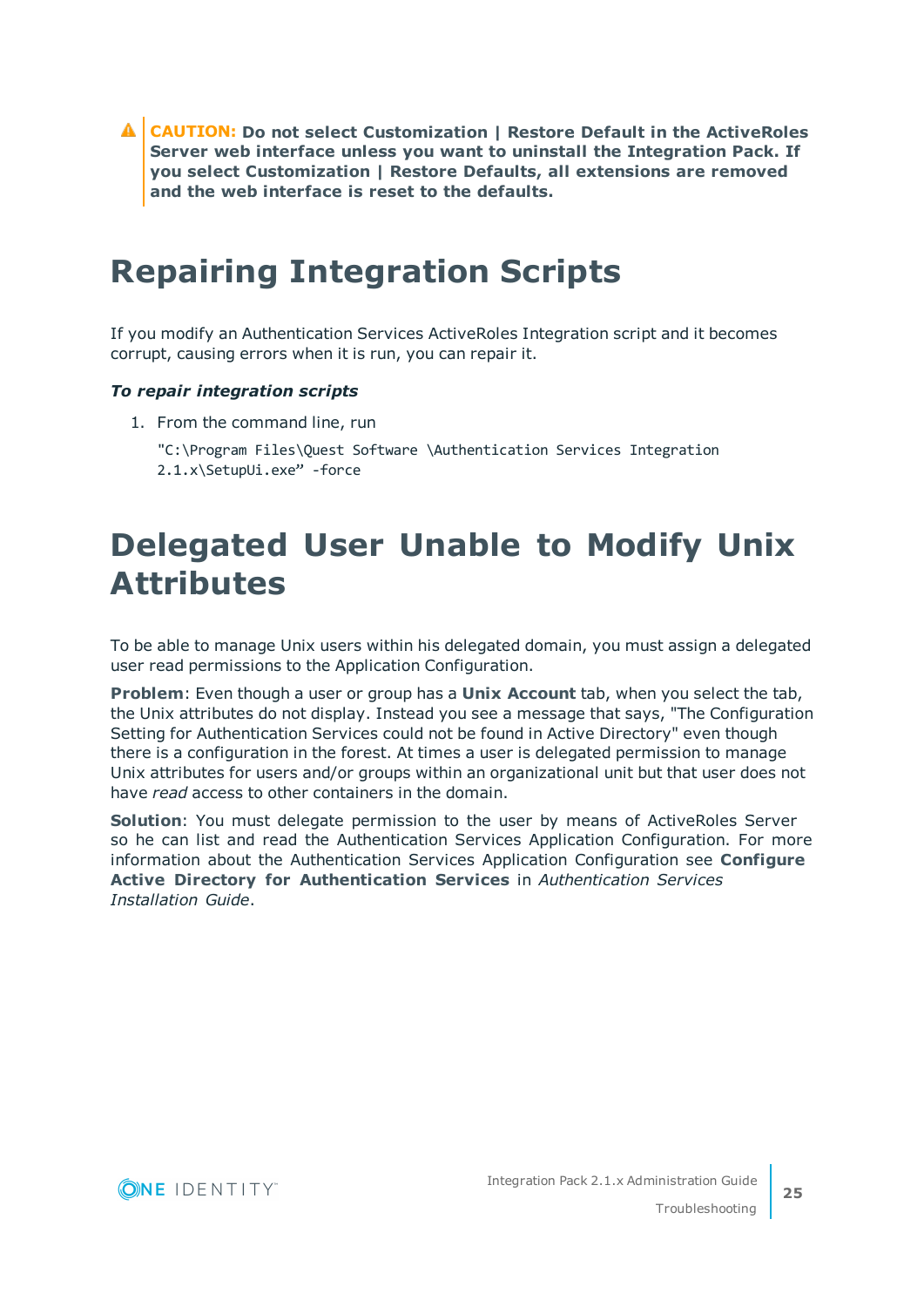> ⚠ **CAUTION: Do not select Customization | Restore Default in the ActiveRoles Server web interface unless you want to uninstall the Integration Pack. If you select Customization | Restore Defaults, all extensions are removed and the web interface is reset to the defaults.**

# Repairing Integration Scripts

If you modify an Authentication Services ActiveRoles Integration script and it becomes corrupt, causing errors when it is run, you can repair it.

***To repair integration scripts***

1. From the command line, run

   ```
   "C:\Program Files\Quest Software \Authentication Services Integration 2.1.x\SetupUi.exe" -force
   ```

# Delegated User Unable to Modify Unix Attributes

To be able to manage Unix users within his delegated domain, you must assign a delegated user read permissions to the Application Configuration.

**Problem**: Even though a user or group has a **Unix Account** tab, when you select the tab, the Unix attributes do not display. Instead you see a message that says, "The Configuration Setting for Authentication Services could not be found in Active Directory" even though there is a configuration in the forest. At times a user is delegated permission to manage Unix attributes for users and/or groups within an organizational unit but that user does not have *read* access to other containers in the domain.

**Solution**: You must delegate permission to the user by means of ActiveRoles Server so he can list and read the Authentication Services Application Configuration. For more information about the Authentication Services Application Configuration see **Configure Active Directory for Authentication Services** in *Authentication Services Installation Guide*.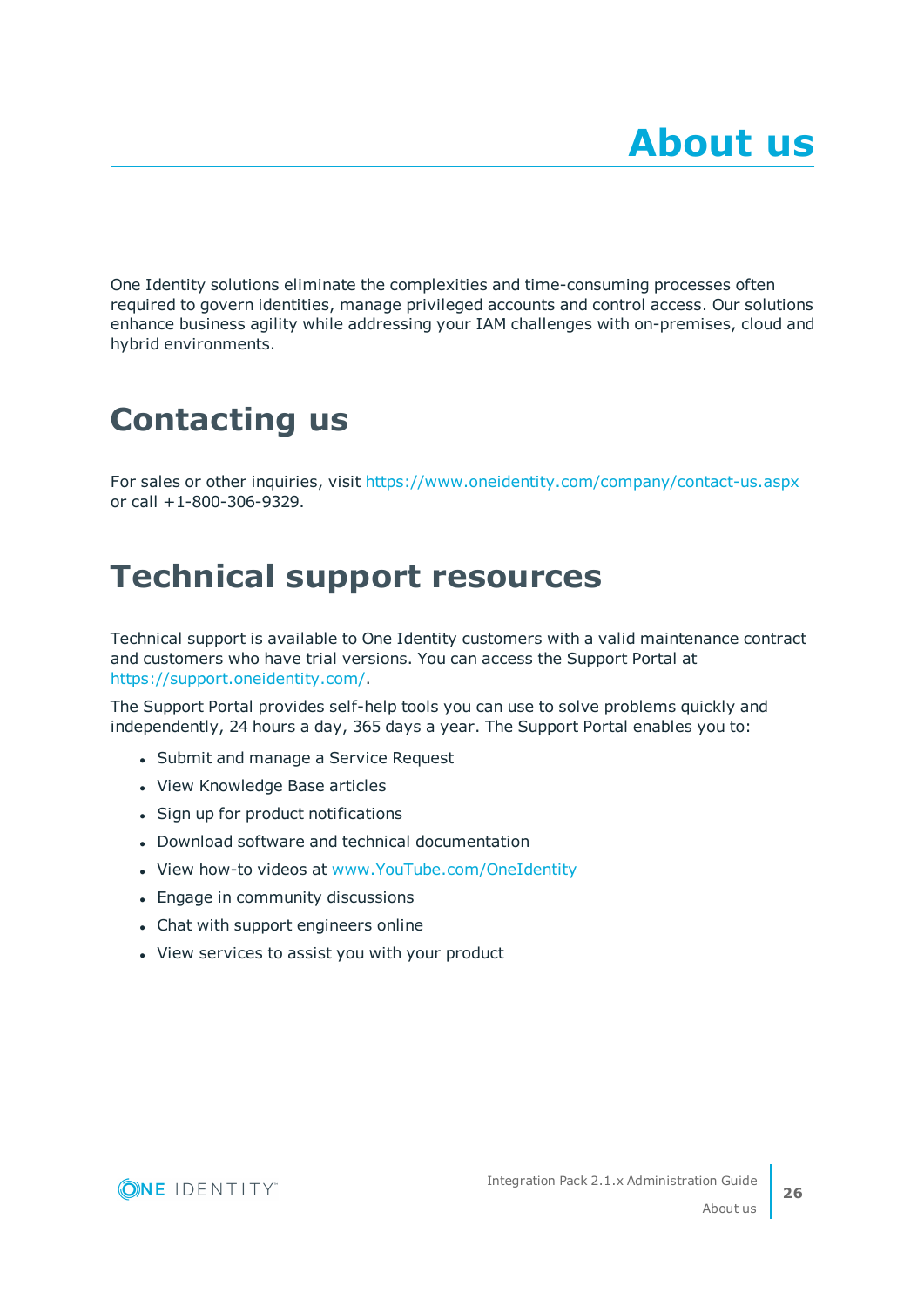# About us

One Identity solutions eliminate the complexities and time-consuming processes often required to govern identities, manage privileged accounts and control access. Our solutions enhance business agility while addressing your IAM challenges with on-premises, cloud and hybrid environments.

## Contacting us

For sales or other inquiries, visit https://www.oneidentity.com/company/contact-us.aspx or call +1-800-306-9329.

## Technical support resources

Technical support is available to One Identity customers with a valid maintenance contract and customers who have trial versions. You can access the Support Portal at https://support.oneidentity.com/.

The Support Portal provides self-help tools you can use to solve problems quickly and independently, 24 hours a day, 365 days a year. The Support Portal enables you to:

- Submit and manage a Service Request
- View Knowledge Base articles
- Sign up for product notifications
- Download software and technical documentation
- View how-to videos at www.YouTube.com/OneIdentity
- Engage in community discussions
- Chat with support engineers online
- View services to assist you with your product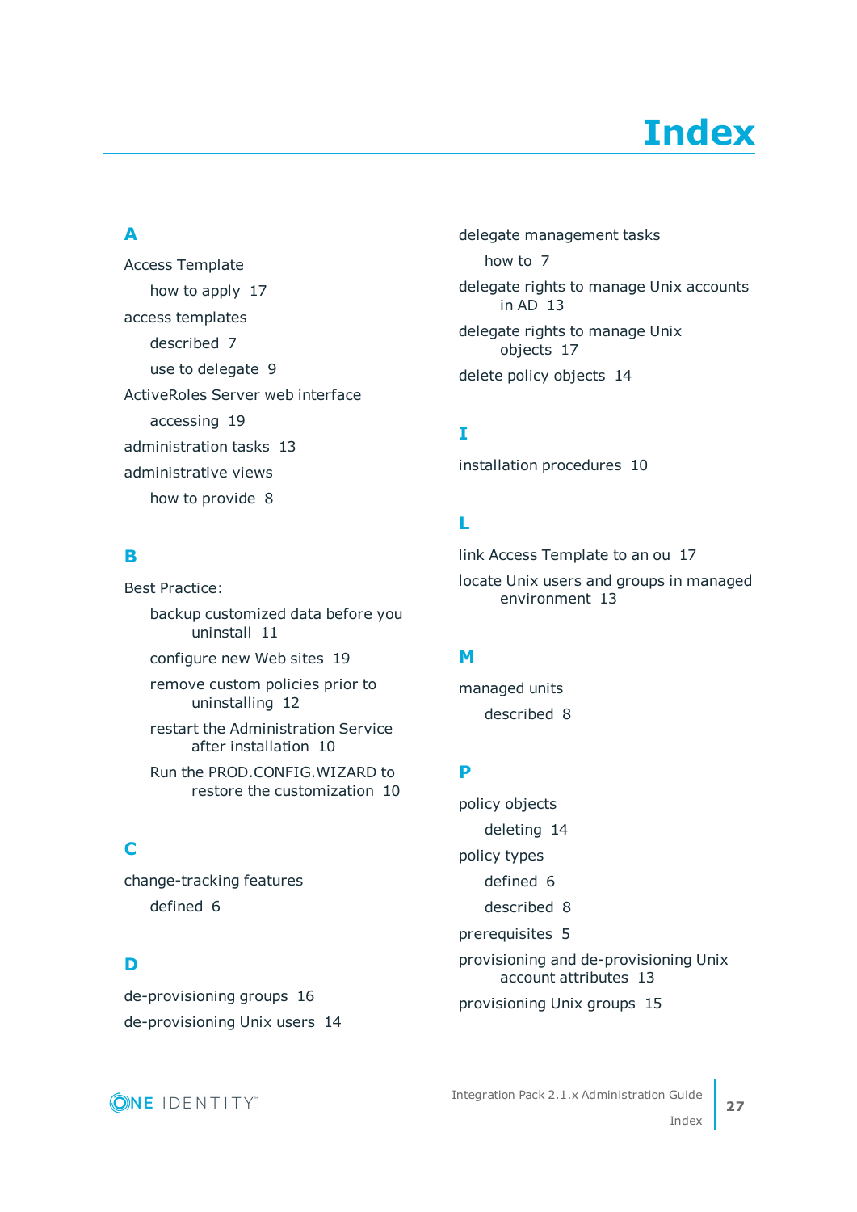# Index

## A

Access Template
- how to apply 17

access templates
- described 7
- use to delegate 9

ActiveRoles Server web interface
- accessing 19

administration tasks 13

administrative views
- how to provide 8

## B

Best Practice:
- backup customized data before you uninstall 11
- configure new Web sites 19
- remove custom policies prior to uninstalling 12
- restart the Administration Service after installation 10
- Run the PROD.CONFIG.WIZARD to restore the customization 10

## C

change-tracking features
- defined 6

## D

de-provisioning groups 16

de-provisioning Unix users 14

delegate management tasks
- how to 7

delegate rights to manage Unix accounts in AD 13

delegate rights to manage Unix objects 17

delete policy objects 14

## I

installation procedures 10

## L

link Access Template to an ou 17

locate Unix users and groups in managed environment 13

## M

managed units
- described 8

## P

policy objects
- deleting 14

policy types
- defined 6
- described 8

prerequisites 5

provisioning and de-provisioning Unix account attributes 13

provisioning Unix groups 15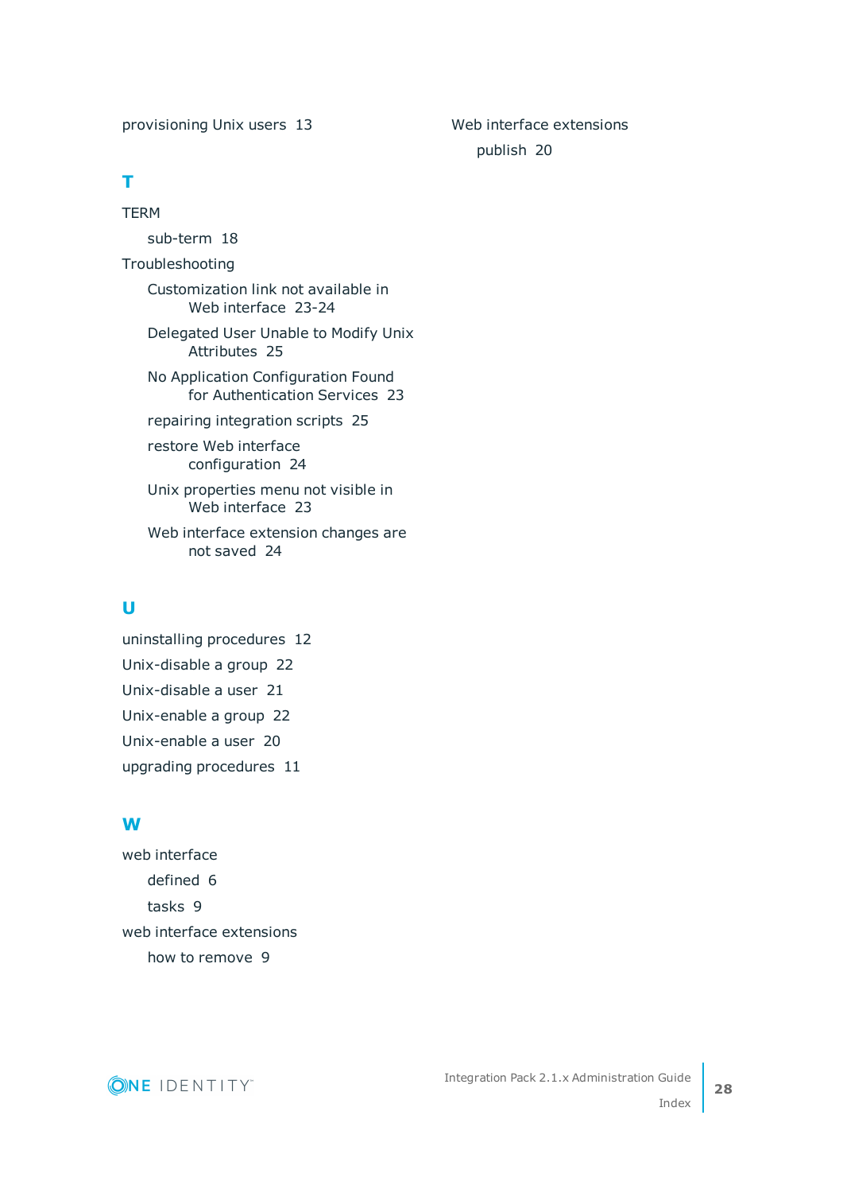provisioning Unix users 13

## T

TERM

- sub-term 18

Troubleshooting

- Customization link not available in Web interface 23-24
- Delegated User Unable to Modify Unix Attributes 25
- No Application Configuration Found for Authentication Services 23
- repairing integration scripts 25
- restore Web interface configuration 24
- Unix properties menu not visible in Web interface 23
- Web interface extension changes are not saved 24

## U

uninstalling procedures 12

Unix-disable a group 22

Unix-disable a user 21

Unix-enable a group 22

Unix-enable a user 20

upgrading procedures 11

## W

web interface

- defined 6
- tasks 9

web interface extensions

- how to remove 9

Web interface extensions

- publish 20